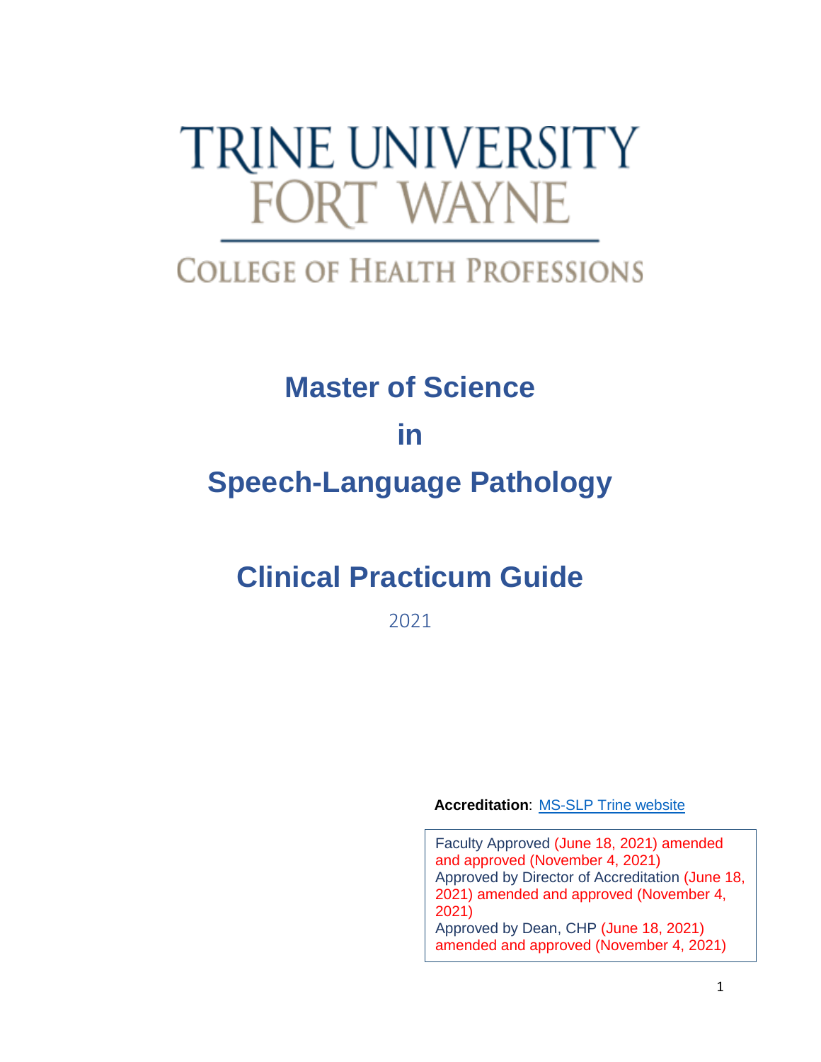TRINE UNIVERSITY
FORT WAYNE

COLLEGE OF HEALTH PROFESSIONS

# Master of Science

# in

# Speech-Language Pathology

# Clinical Practicum Guide

2021

**Accreditation**: [MS-SLP Trine website]

Faculty Approved (June 18, 2021) amended and approved (November 4, 2021)
Approved by Director of Accreditation (June 18, 2021) amended and approved (November 4, 2021)
Approved by Dean, CHP (June 18, 2021) amended and approved (November 4, 2021)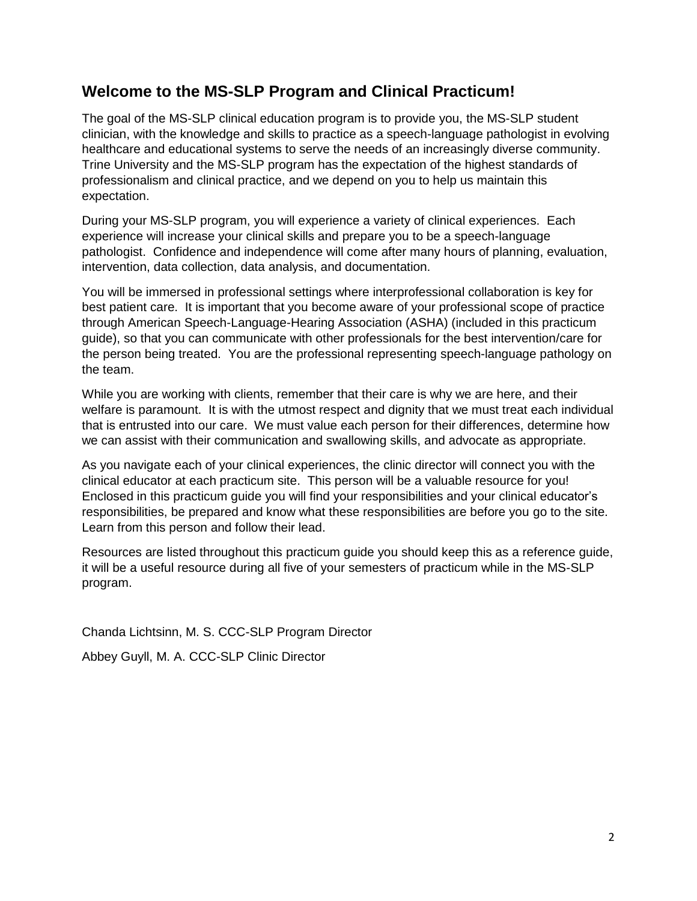## Welcome to the MS-SLP Program and Clinical Practicum!

The goal of the MS-SLP clinical education program is to provide you, the MS-SLP student clinician, with the knowledge and skills to practice as a speech-language pathologist in evolving healthcare and educational systems to serve the needs of an increasingly diverse community. Trine University and the MS-SLP program has the expectation of the highest standards of professionalism and clinical practice, and we depend on you to help us maintain this expectation.

During your MS-SLP program, you will experience a variety of clinical experiences. Each experience will increase your clinical skills and prepare you to be a speech-language pathologist. Confidence and independence will come after many hours of planning, evaluation, intervention, data collection, data analysis, and documentation.

You will be immersed in professional settings where interprofessional collaboration is key for best patient care. It is important that you become aware of your professional scope of practice through American Speech-Language-Hearing Association (ASHA) (included in this practicum guide), so that you can communicate with other professionals for the best intervention/care for the person being treated. You are the professional representing speech-language pathology on the team.

While you are working with clients, remember that their care is why we are here, and their welfare is paramount. It is with the utmost respect and dignity that we must treat each individual that is entrusted into our care. We must value each person for their differences, determine how we can assist with their communication and swallowing skills, and advocate as appropriate.

As you navigate each of your clinical experiences, the clinic director will connect you with the clinical educator at each practicum site. This person will be a valuable resource for you! Enclosed in this practicum guide you will find your responsibilities and your clinical educator's responsibilities, be prepared and know what these responsibilities are before you go to the site. Learn from this person and follow their lead.

Resources are listed throughout this practicum guide you should keep this as a reference guide, it will be a useful resource during all five of your semesters of practicum while in the MS-SLP program.

Chanda Lichtsinn, M. S. CCC-SLP Program Director

Abbey Guyll, M. A. CCC-SLP Clinic Director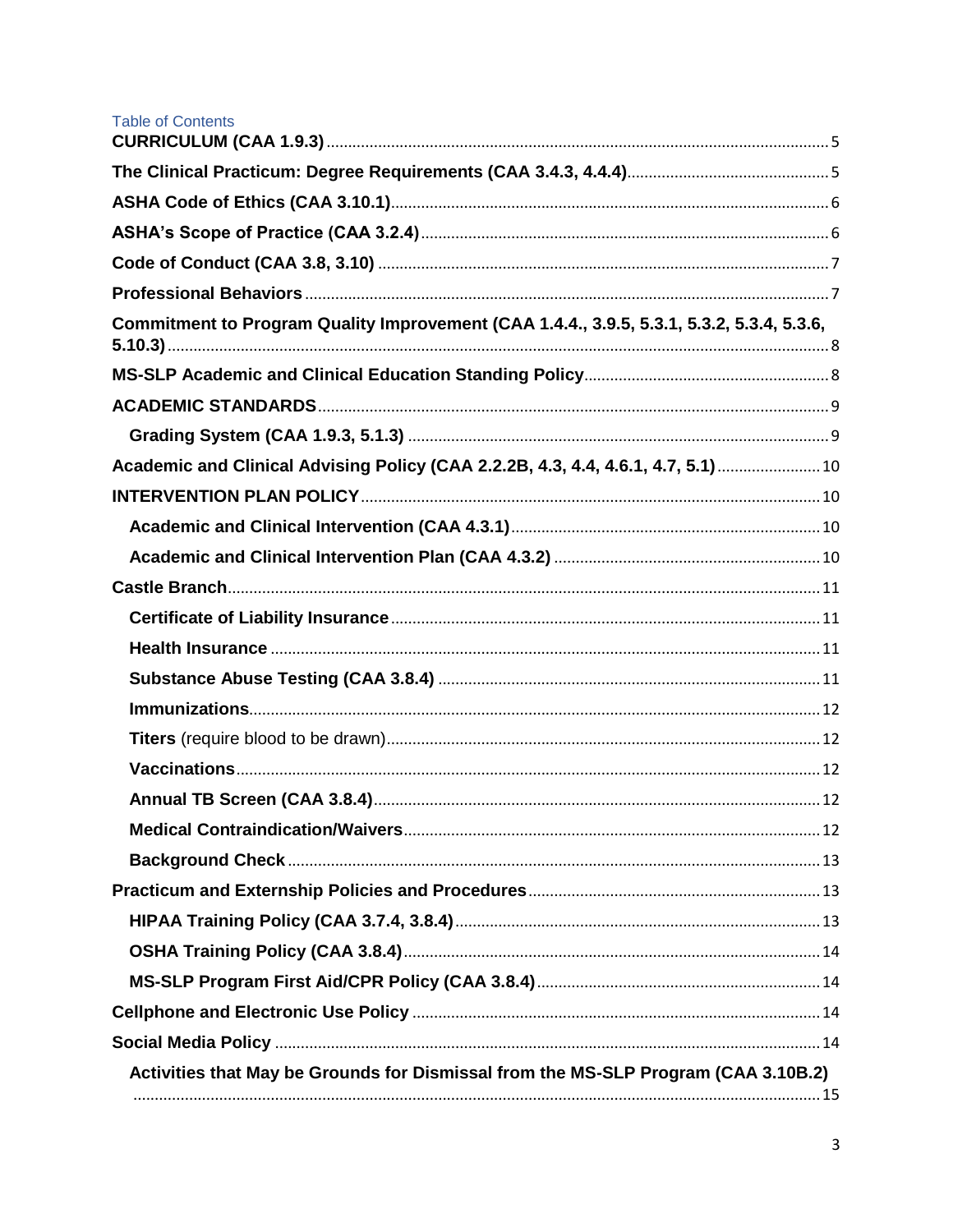Table of Contents

**CURRICULUM (CAA 1.9.3)** .......... 5

**The Clinical Practicum: Degree Requirements (CAA 3.4.3, 4.4.4)** .......... 5

**ASHA Code of Ethics (CAA 3.10.1)** .......... 6

**ASHA's Scope of Practice (CAA 3.2.4)** .......... 6

**Code of Conduct (CAA 3.8, 3.10)** .......... 7

**Professional Behaviors** .......... 7

**Commitment to Program Quality Improvement (CAA 1.4.4., 3.9.5, 5.3.1, 5.3.2, 5.3.4, 5.3.6, 5.10.3)** .......... 8

**MS-SLP Academic and Clinical Education Standing Policy** .......... 8

**ACADEMIC STANDARDS** .......... 9

- **Grading System (CAA 1.9.3, 5.1.3)** .......... 9

**Academic and Clinical Advising Policy (CAA 2.2.2B, 4.3, 4.4, 4.6.1, 4.7, 5.1)** .......... 10

**INTERVENTION PLAN POLICY** .......... 10

- **Academic and Clinical Intervention (CAA 4.3.1)** .......... 10
- **Academic and Clinical Intervention Plan (CAA 4.3.2)** .......... 10

**Castle Branch** .......... 11

- **Certificate of Liability Insurance** .......... 11
- **Health Insurance** .......... 11
- **Substance Abuse Testing (CAA 3.8.4)** .......... 11
- **Immunizations** .......... 12
- **Titers** (require blood to be drawn) .......... 12
- **Vaccinations** .......... 12
- **Annual TB Screen (CAA 3.8.4)** .......... 12
- **Medical Contraindication/Waivers** .......... 12
- **Background Check** .......... 13

**Practicum and Externship Policies and Procedures** .......... 13

- **HIPAA Training Policy (CAA 3.7.4, 3.8.4)** .......... 13
- **OSHA Training Policy (CAA 3.8.4)** .......... 14
- **MS-SLP Program First Aid/CPR Policy (CAA 3.8.4)** .......... 14

**Cellphone and Electronic Use Policy** .......... 14

**Social Media Policy** .......... 14

- **Activities that May be Grounds for Dismissal from the MS-SLP Program (CAA 3.10B.2)** .......... 15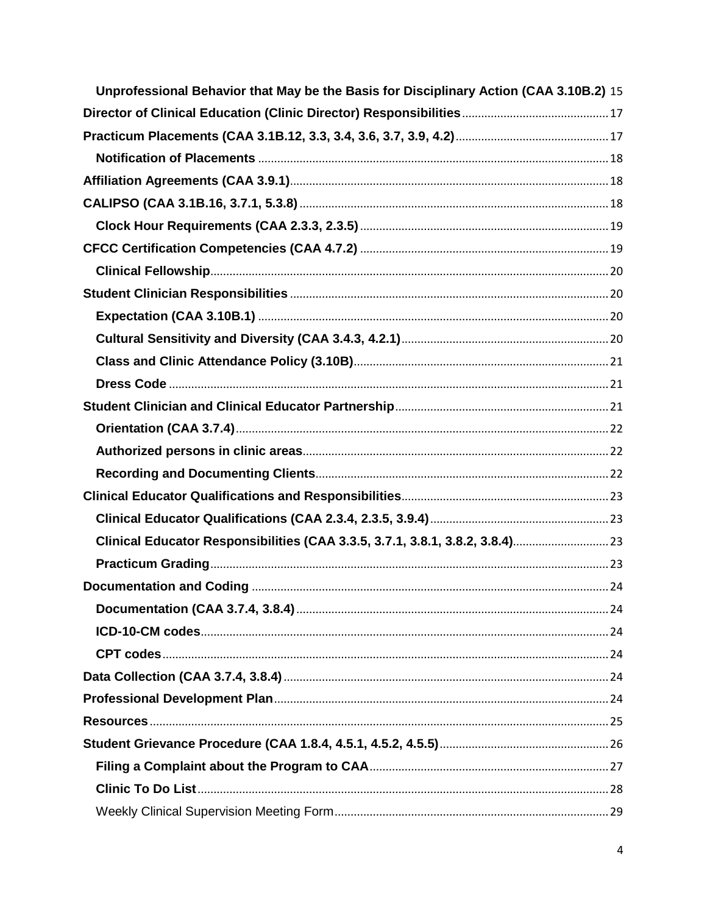- **Unprofessional Behavior that May be the Basis for Disciplinary Action (CAA 3.10B.2)** 15
- **Director of Clinical Education (Clinic Director) Responsibilities** 17
- **Practicum Placements (CAA 3.1B.12, 3.3, 3.4, 3.6, 3.7, 3.9, 4.2)** 17
  - **Notification of Placements** 18
- **Affiliation Agreements (CAA 3.9.1)** 18
- **CALIPSO (CAA 3.1B.16, 3.7.1, 5.3.8)** 18
  - **Clock Hour Requirements (CAA 2.3.3, 2.3.5)** 19
- **CFCC Certification Competencies (CAA 4.7.2)** 19
  - **Clinical Fellowship** 20
- **Student Clinician Responsibilities** 20
  - **Expectation (CAA 3.10B.1)** 20
  - **Cultural Sensitivity and Diversity (CAA 3.4.3, 4.2.1)** 20
  - **Class and Clinic Attendance Policy (3.10B)** 21
  - **Dress Code** 21
- **Student Clinician and Clinical Educator Partnership** 21
  - **Orientation (CAA 3.7.4)** 22
  - **Authorized persons in clinic areas** 22
  - **Recording and Documenting Clients** 22
- **Clinical Educator Qualifications and Responsibilities** 23
  - **Clinical Educator Qualifications (CAA 2.3.4, 2.3.5, 3.9.4)** 23
  - **Clinical Educator Responsibilities (CAA 3.3.5, 3.7.1, 3.8.1, 3.8.2, 3.8.4)** 23
  - **Practicum Grading** 23
- **Documentation and Coding** 24
  - **Documentation (CAA 3.7.4, 3.8.4)** 24
  - **ICD-10-CM codes** 24
  - **CPT codes** 24
- **Data Collection (CAA 3.7.4, 3.8.4)** 24
- **Professional Development Plan** 24
- **Resources** 25
- **Student Grievance Procedure (CAA 1.8.4, 4.5.1, 4.5.2, 4.5.5)** 26
  - **Filing a Complaint about the Program to CAA** 27
  - **Clinic To Do List** 28
  - Weekly Clinical Supervision Meeting Form 29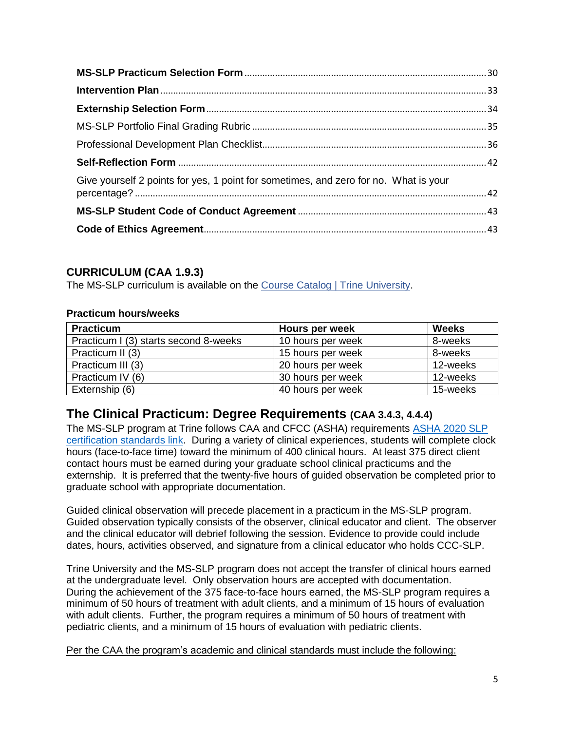**MS-SLP Practicum Selection Form** ........................................................................................ 30

**Intervention Plan** ........................................................................................................................ 33

**Externship Selection Form** ........................................................................................................ 34

MS-SLP Portfolio Final Grading Rubric ........................................................................................ 35

Professional Development Plan Checklist...................................................................................... 36

**Self-Reflection Form** ................................................................................................................... 42

Give yourself 2 points for yes, 1 point for sometimes, and zero for no. What is your percentage? ......................................................................................................................................... 42

**MS-SLP Student Code of Conduct Agreement** ........................................................................ 43

**Code of Ethics Agreement**.......................................................................................................... 43

### CURRICULUM (CAA 1.9.3)

The MS-SLP curriculum is available on the [Course Catalog | Trine University](#).

**Practicum hours/weeks**

| Practicum | Hours per week | Weeks |
|---|---|---|
| Practicum I (3) starts second 8-weeks | 10 hours per week | 8-weeks |
| Practicum II (3) | 15 hours per week | 8-weeks |
| Practicum III (3) | 20 hours per week | 12-weeks |
| Practicum IV (6) | 30 hours per week | 12-weeks |
| Externship (6) | 40 hours per week | 15-weeks |

## The Clinical Practicum: Degree Requirements (CAA 3.4.3, 4.4.4)

The MS-SLP program at Trine follows CAA and CFCC (ASHA) requirements [ASHA 2020 SLP certification standards link](#). During a variety of clinical experiences, students will complete clock hours (face-to-face time) toward the minimum of 400 clinical hours. At least 375 direct client contact hours must be earned during your graduate school clinical practicums and the externship. It is preferred that the twenty-five hours of guided observation be completed prior to graduate school with appropriate documentation.

Guided clinical observation will precede placement in a practicum in the MS-SLP program. Guided observation typically consists of the observer, clinical educator and client. The observer and the clinical educator will debrief following the session. Evidence to provide could include dates, hours, activities observed, and signature from a clinical educator who holds CCC-SLP.

Trine University and the MS-SLP program does not accept the transfer of clinical hours earned at the undergraduate level. Only observation hours are accepted with documentation. During the achievement of the 375 face-to-face hours earned, the MS-SLP program requires a minimum of 50 hours of treatment with adult clients, and a minimum of 15 hours of evaluation with adult clients. Further, the program requires a minimum of 50 hours of treatment with pediatric clients, and a minimum of 15 hours of evaluation with pediatric clients.

<u>Per the CAA the program's academic and clinical standards must include the following:</u>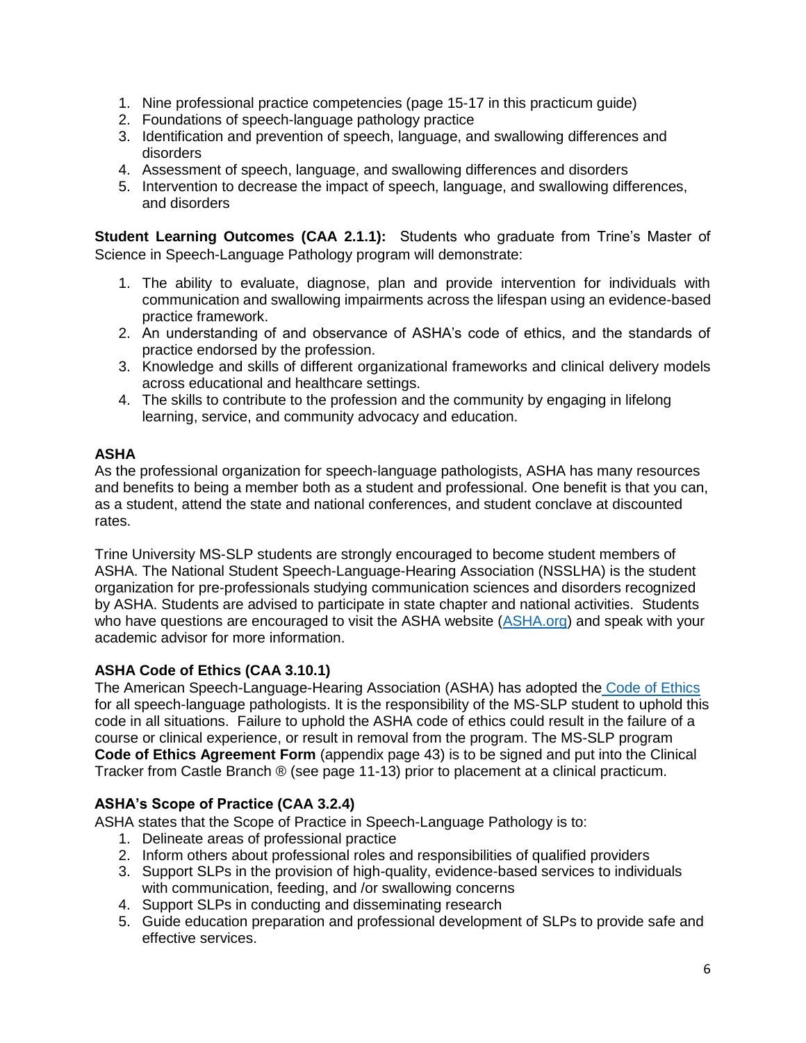1. Nine professional practice competencies (page 15-17 in this practicum guide)
2. Foundations of speech-language pathology practice
3. Identification and prevention of speech, language, and swallowing differences and disorders
4. Assessment of speech, language, and swallowing differences and disorders
5. Intervention to decrease the impact of speech, language, and swallowing differences, and disorders

**Student Learning Outcomes (CAA 2.1.1):** Students who graduate from Trine's Master of Science in Speech-Language Pathology program will demonstrate:

1. The ability to evaluate, diagnose, plan and provide intervention for individuals with communication and swallowing impairments across the lifespan using an evidence-based practice framework.
2. An understanding of and observance of ASHA's code of ethics, and the standards of practice endorsed by the profession.
3. Knowledge and skills of different organizational frameworks and clinical delivery models across educational and healthcare settings.
4. The skills to contribute to the profession and the community by engaging in lifelong learning, service, and community advocacy and education.

### ASHA

As the professional organization for speech-language pathologists, ASHA has many resources and benefits to being a member both as a student and professional. One benefit is that you can, as a student, attend the state and national conferences, and student conclave at discounted rates.

Trine University MS-SLP students are strongly encouraged to become student members of ASHA. The National Student Speech-Language-Hearing Association (NSSLHA) is the student organization for pre-professionals studying communication sciences and disorders recognized by ASHA. Students are advised to participate in state chapter and national activities. Students who have questions are encouraged to visit the ASHA website (ASHA.org) and speak with your academic advisor for more information.

### ASHA Code of Ethics (CAA 3.10.1)

The American Speech-Language-Hearing Association (ASHA) has adopted the Code of Ethics for all speech-language pathologists. It is the responsibility of the MS-SLP student to uphold this code in all situations. Failure to uphold the ASHA code of ethics could result in the failure of a course or clinical experience, or result in removal from the program. The MS-SLP program **Code of Ethics Agreement Form** (appendix page 43) is to be signed and put into the Clinical Tracker from Castle Branch ® (see page 11-13) prior to placement at a clinical practicum.

### ASHA's Scope of Practice (CAA 3.2.4)

ASHA states that the Scope of Practice in Speech-Language Pathology is to:

1. Delineate areas of professional practice
2. Inform others about professional roles and responsibilities of qualified providers
3. Support SLPs in the provision of high-quality, evidence-based services to individuals with communication, feeding, and /or swallowing concerns
4. Support SLPs in conducting and disseminating research
5. Guide education preparation and professional development of SLPs to provide safe and effective services.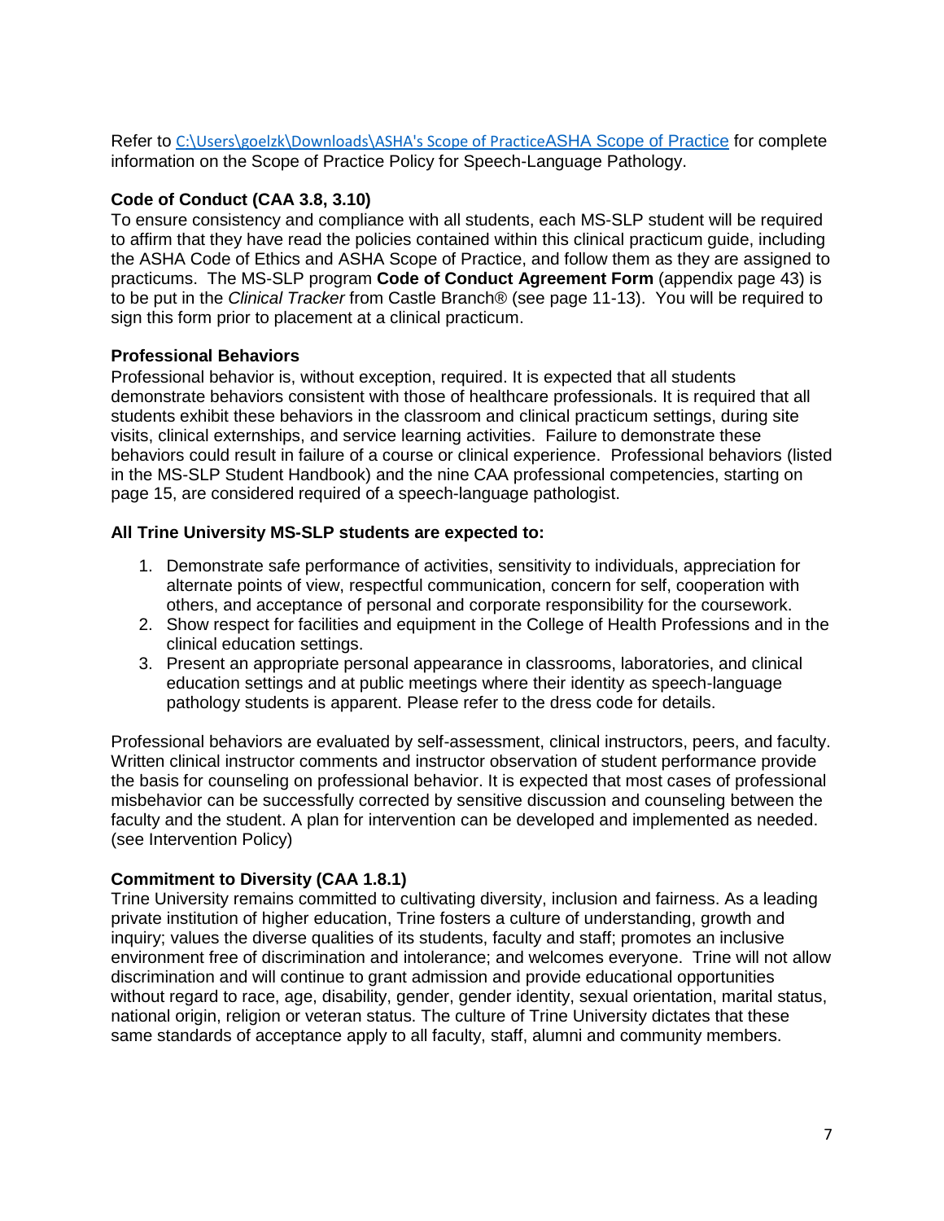Refer to C:\Users\goelzk\Downloads\ASHA's Scope of PracticeASHA Scope of Practice for complete information on the Scope of Practice Policy for Speech-Language Pathology.

**Code of Conduct (CAA 3.8, 3.10)**

To ensure consistency and compliance with all students, each MS-SLP student will be required to affirm that they have read the policies contained within this clinical practicum guide, including the ASHA Code of Ethics and ASHA Scope of Practice, and follow them as they are assigned to practicums. The MS-SLP program **Code of Conduct Agreement Form** (appendix page 43) is to be put in the *Clinical Tracker* from Castle Branch® (see page 11-13). You will be required to sign this form prior to placement at a clinical practicum.

**Professional Behaviors**

Professional behavior is, without exception, required. It is expected that all students demonstrate behaviors consistent with those of healthcare professionals. It is required that all students exhibit these behaviors in the classroom and clinical practicum settings, during site visits, clinical externships, and service learning activities. Failure to demonstrate these behaviors could result in failure of a course or clinical experience. Professional behaviors (listed in the MS-SLP Student Handbook) and the nine CAA professional competencies, starting on page 15, are considered required of a speech-language pathologist.

**All Trine University MS-SLP students are expected to:**

1. Demonstrate safe performance of activities, sensitivity to individuals, appreciation for alternate points of view, respectful communication, concern for self, cooperation with others, and acceptance of personal and corporate responsibility for the coursework.
2. Show respect for facilities and equipment in the College of Health Professions and in the clinical education settings.
3. Present an appropriate personal appearance in classrooms, laboratories, and clinical education settings and at public meetings where their identity as speech-language pathology students is apparent. Please refer to the dress code for details.

Professional behaviors are evaluated by self-assessment, clinical instructors, peers, and faculty. Written clinical instructor comments and instructor observation of student performance provide the basis for counseling on professional behavior. It is expected that most cases of professional misbehavior can be successfully corrected by sensitive discussion and counseling between the faculty and the student. A plan for intervention can be developed and implemented as needed. (see Intervention Policy)

**Commitment to Diversity (CAA 1.8.1)**

Trine University remains committed to cultivating diversity, inclusion and fairness. As a leading private institution of higher education, Trine fosters a culture of understanding, growth and inquiry; values the diverse qualities of its students, faculty and staff; promotes an inclusive environment free of discrimination and intolerance; and welcomes everyone. Trine will not allow discrimination and will continue to grant admission and provide educational opportunities without regard to race, age, disability, gender, gender identity, sexual orientation, marital status, national origin, religion or veteran status. The culture of Trine University dictates that these same standards of acceptance apply to all faculty, staff, alumni and community members.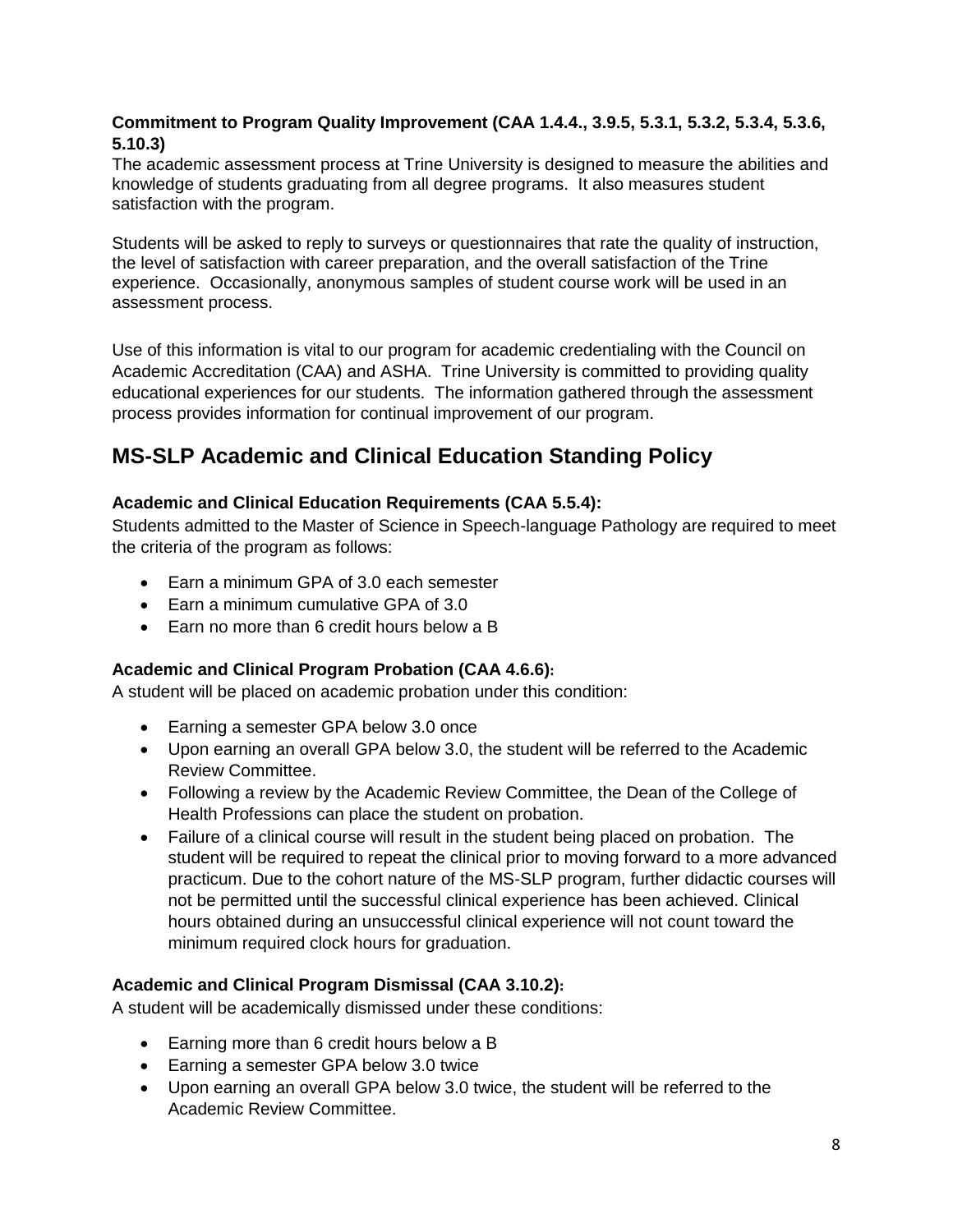### Commitment to Program Quality Improvement (CAA 1.4.4., 3.9.5, 5.3.1, 5.3.2, 5.3.4, 5.3.6, 5.10.3)

The academic assessment process at Trine University is designed to measure the abilities and knowledge of students graduating from all degree programs. It also measures student satisfaction with the program.

Students will be asked to reply to surveys or questionnaires that rate the quality of instruction, the level of satisfaction with career preparation, and the overall satisfaction of the Trine experience. Occasionally, anonymous samples of student course work will be used in an assessment process.

Use of this information is vital to our program for academic credentialing with the Council on Academic Accreditation (CAA) and ASHA. Trine University is committed to providing quality educational experiences for our students. The information gathered through the assessment process provides information for continual improvement of our program.

## MS-SLP Academic and Clinical Education Standing Policy

### Academic and Clinical Education Requirements (CAA 5.5.4):

Students admitted to the Master of Science in Speech-language Pathology are required to meet the criteria of the program as follows:

- Earn a minimum GPA of 3.0 each semester
- Earn a minimum cumulative GPA of 3.0
- Earn no more than 6 credit hours below a B

### Academic and Clinical Program Probation (CAA 4.6.6):

A student will be placed on academic probation under this condition:

- Earning a semester GPA below 3.0 once
- Upon earning an overall GPA below 3.0, the student will be referred to the Academic Review Committee.
- Following a review by the Academic Review Committee, the Dean of the College of Health Professions can place the student on probation.
- Failure of a clinical course will result in the student being placed on probation. The student will be required to repeat the clinical prior to moving forward to a more advanced practicum. Due to the cohort nature of the MS-SLP program, further didactic courses will not be permitted until the successful clinical experience has been achieved. Clinical hours obtained during an unsuccessful clinical experience will not count toward the minimum required clock hours for graduation.

### Academic and Clinical Program Dismissal (CAA 3.10.2):

A student will be academically dismissed under these conditions:

- Earning more than 6 credit hours below a B
- Earning a semester GPA below 3.0 twice
- Upon earning an overall GPA below 3.0 twice, the student will be referred to the Academic Review Committee.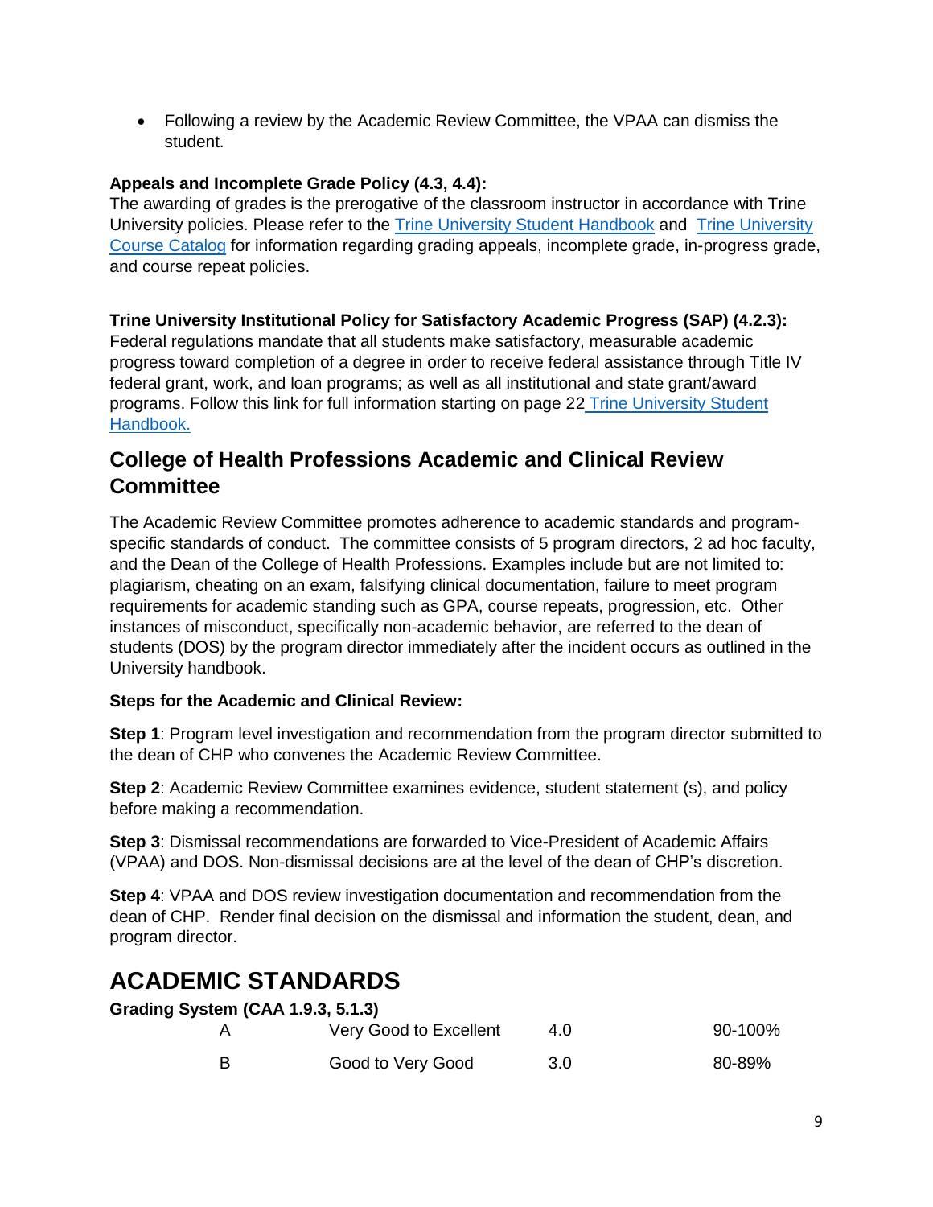- Following a review by the Academic Review Committee, the VPAA can dismiss the student.

**Appeals and Incomplete Grade Policy (4.3, 4.4):**
The awarding of grades is the prerogative of the classroom instructor in accordance with Trine University policies. Please refer to the [Trine University Student Handbook] and [Trine University Course Catalog] for information regarding grading appeals, incomplete grade, in-progress grade, and course repeat policies.

**Trine University Institutional Policy for Satisfactory Academic Progress (SAP) (4.2.3):**
Federal regulations mandate that all students make satisfactory, measurable academic progress toward completion of a degree in order to receive federal assistance through Title IV federal grant, work, and loan programs; as well as all institutional and state grant/award programs. Follow this link for full information starting on page 22 [Trine University Student Handbook.]

## College of Health Professions Academic and Clinical Review Committee

The Academic Review Committee promotes adherence to academic standards and program-specific standards of conduct. The committee consists of 5 program directors, 2 ad hoc faculty, and the Dean of the College of Health Professions. Examples include but are not limited to: plagiarism, cheating on an exam, falsifying clinical documentation, failure to meet program requirements for academic standing such as GPA, course repeats, progression, etc. Other instances of misconduct, specifically non-academic behavior, are referred to the dean of students (DOS) by the program director immediately after the incident occurs as outlined in the University handbook.

**Steps for the Academic and Clinical Review:**

**Step 1**: Program level investigation and recommendation from the program director submitted to the dean of CHP who convenes the Academic Review Committee.

**Step 2**: Academic Review Committee examines evidence, student statement (s), and policy before making a recommendation.

**Step 3**: Dismissal recommendations are forwarded to Vice-President of Academic Affairs (VPAA) and DOS. Non-dismissal decisions are at the level of the dean of CHP's discretion.

**Step 4**: VPAA and DOS review investigation documentation and recommendation from the dean of CHP. Render final decision on the dismissal and information the student, dean, and program director.

# ACADEMIC STANDARDS

**Grading System (CAA 1.9.3, 5.1.3)**

| | | | |
|---|---|---|---|
| A | Very Good to Excellent | 4.0 | 90-100% |
| B | Good to Very Good | 3.0 | 80-89% |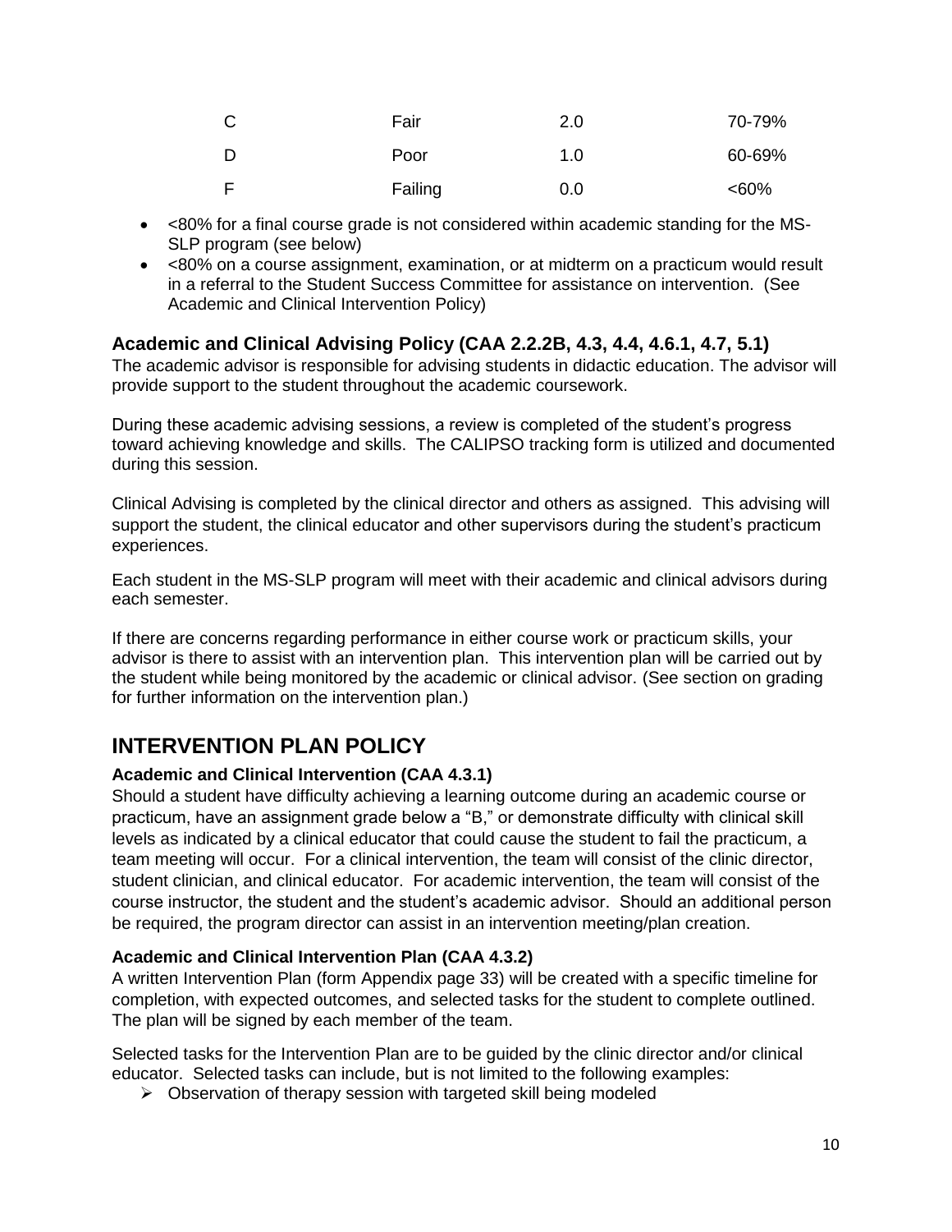| C | Fair | 2.0 | 70-79% |
|---|---|---|---|
| D | Poor | 1.0 | 60-69% |
| F | Failing | 0.0 | <60% |

- <80% for a final course grade is not considered within academic standing for the MS-SLP program (see below)
- <80% on a course assignment, examination, or at midterm on a practicum would result in a referral to the Student Success Committee for assistance on intervention. (See Academic and Clinical Intervention Policy)

### Academic and Clinical Advising Policy (CAA 2.2.2B, 4.3, 4.4, 4.6.1, 4.7, 5.1)

The academic advisor is responsible for advising students in didactic education. The advisor will provide support to the student throughout the academic coursework.

During these academic advising sessions, a review is completed of the student's progress toward achieving knowledge and skills. The CALIPSO tracking form is utilized and documented during this session.

Clinical Advising is completed by the clinical director and others as assigned. This advising will support the student, the clinical educator and other supervisors during the student's practicum experiences.

Each student in the MS-SLP program will meet with their academic and clinical advisors during each semester.

If there are concerns regarding performance in either course work or practicum skills, your advisor is there to assist with an intervention plan. This intervention plan will be carried out by the student while being monitored by the academic or clinical advisor. (See section on grading for further information on the intervention plan.)

## INTERVENTION PLAN POLICY

#### Academic and Clinical Intervention (CAA 4.3.1)

Should a student have difficulty achieving a learning outcome during an academic course or practicum, have an assignment grade below a "B," or demonstrate difficulty with clinical skill levels as indicated by a clinical educator that could cause the student to fail the practicum, a team meeting will occur. For a clinical intervention, the team will consist of the clinic director, student clinician, and clinical educator. For academic intervention, the team will consist of the course instructor, the student and the student's academic advisor. Should an additional person be required, the program director can assist in an intervention meeting/plan creation.

#### Academic and Clinical Intervention Plan (CAA 4.3.2)

A written Intervention Plan (form Appendix page 33) will be created with a specific timeline for completion, with expected outcomes, and selected tasks for the student to complete outlined. The plan will be signed by each member of the team.

Selected tasks for the Intervention Plan are to be guided by the clinic director and/or clinical educator. Selected tasks can include, but is not limited to the following examples:

- Observation of therapy session with targeted skill being modeled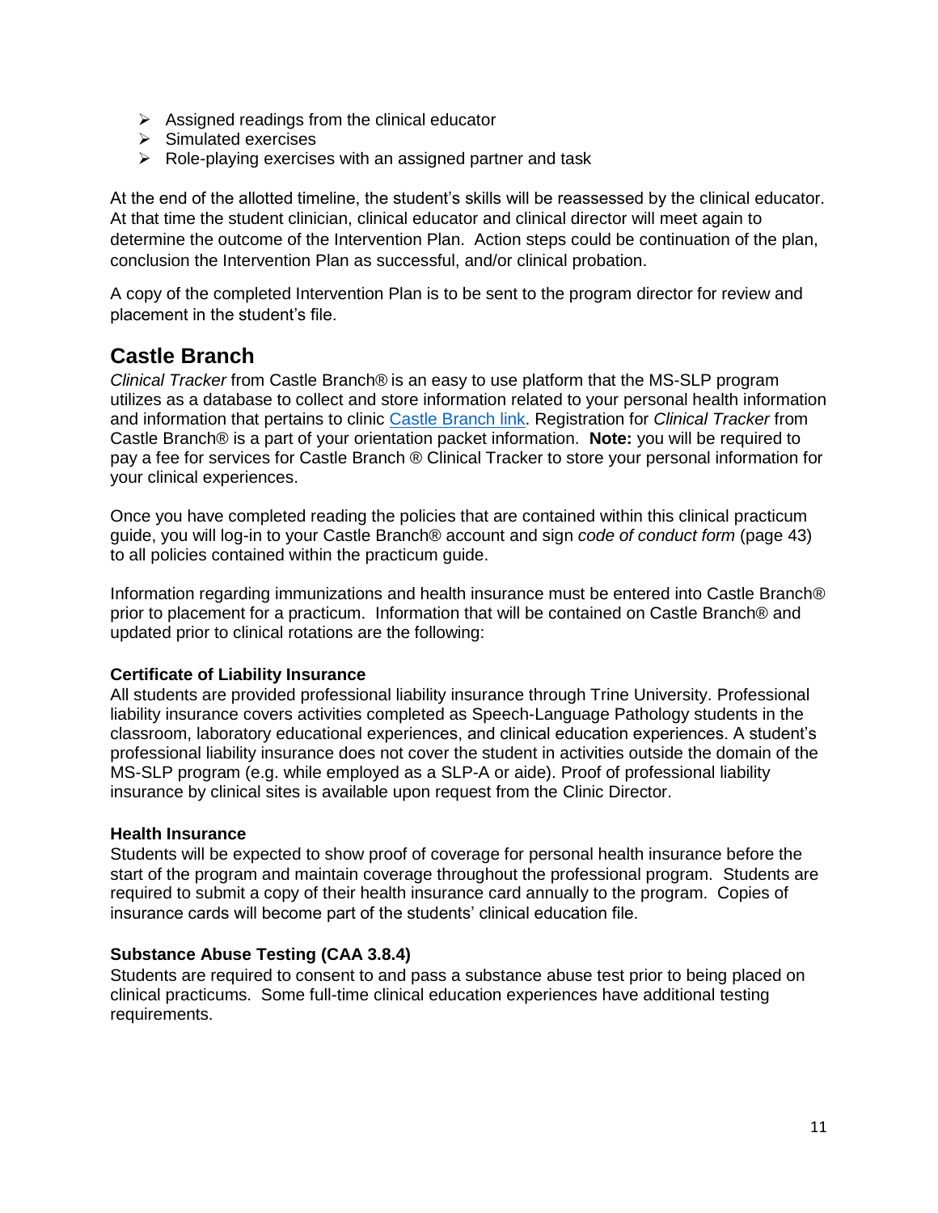- Assigned readings from the clinical educator
- Simulated exercises
- Role-playing exercises with an assigned partner and task

At the end of the allotted timeline, the student's skills will be reassessed by the clinical educator. At that time the student clinician, clinical educator and clinical director will meet again to determine the outcome of the Intervention Plan. Action steps could be continuation of the plan, conclusion the Intervention Plan as successful, and/or clinical probation.

A copy of the completed Intervention Plan is to be sent to the program director for review and placement in the student's file.

## Castle Branch

*Clinical Tracker* from Castle Branch® is an easy to use platform that the MS-SLP program utilizes as a database to collect and store information related to your personal health information and information that pertains to clinic Castle Branch link. Registration for *Clinical Tracker* from Castle Branch® is a part of your orientation packet information. **Note:** you will be required to pay a fee for services for Castle Branch ® Clinical Tracker to store your personal information for your clinical experiences.

Once you have completed reading the policies that are contained within this clinical practicum guide, you will log-in to your Castle Branch® account and sign *code of conduct form* (page 43) to all policies contained within the practicum guide.

Information regarding immunizations and health insurance must be entered into Castle Branch® prior to placement for a practicum. Information that will be contained on Castle Branch® and updated prior to clinical rotations are the following:

**Certificate of Liability Insurance**

All students are provided professional liability insurance through Trine University. Professional liability insurance covers activities completed as Speech-Language Pathology students in the classroom, laboratory educational experiences, and clinical education experiences. A student's professional liability insurance does not cover the student in activities outside the domain of the MS-SLP program (e.g. while employed as a SLP-A or aide). Proof of professional liability insurance by clinical sites is available upon request from the Clinic Director.

**Health Insurance**

Students will be expected to show proof of coverage for personal health insurance before the start of the program and maintain coverage throughout the professional program. Students are required to submit a copy of their health insurance card annually to the program. Copies of insurance cards will become part of the students' clinical education file.

**Substance Abuse Testing (CAA 3.8.4)**

Students are required to consent to and pass a substance abuse test prior to being placed on clinical practicums. Some full-time clinical education experiences have additional testing requirements.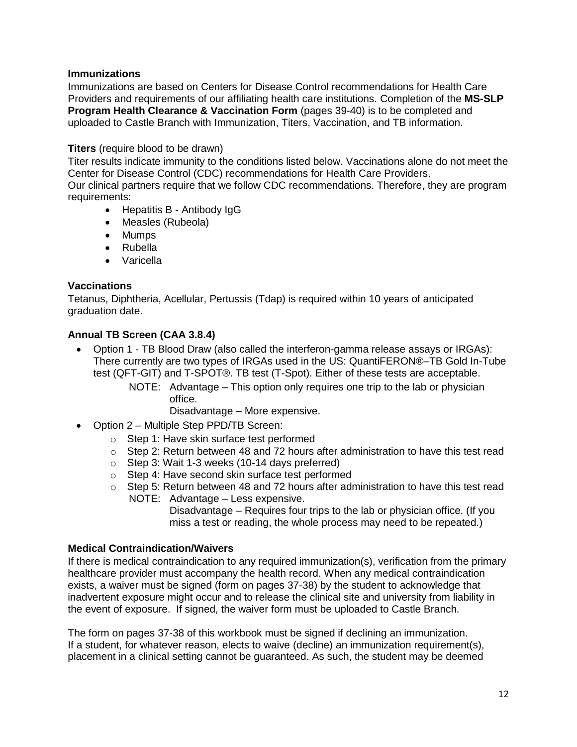**Immunizations**

Immunizations are based on Centers for Disease Control recommendations for Health Care Providers and requirements of our affiliating health care institutions. Completion of the **MS-SLP Program Health Clearance & Vaccination Form** (pages 39-40) is to be completed and uploaded to Castle Branch with Immunization, Titers, Vaccination, and TB information.

**Titers** (require blood to be drawn)

Titer results indicate immunity to the conditions listed below. Vaccinations alone do not meet the Center for Disease Control (CDC) recommendations for Health Care Providers.
Our clinical partners require that we follow CDC recommendations. Therefore, they are program requirements:

- Hepatitis B - Antibody IgG
- Measles (Rubeola)
- Mumps
- Rubella
- Varicella

**Vaccinations**

Tetanus, Diphtheria, Acellular, Pertussis (Tdap) is required within 10 years of anticipated graduation date.

**Annual TB Screen (CAA 3.8.4)**

- Option 1 - TB Blood Draw (also called the interferon-gamma release assays or IRGAs): There currently are two types of IRGAs used in the US: QuantiFERON®–TB Gold In-Tube test (QFT-GIT) and T-SPOT®. TB test (T-Spot). Either of these tests are acceptable.

  NOTE: Advantage – This option only requires one trip to the lab or physician office.
  Disadvantage – More expensive.

- Option 2 – Multiple Step PPD/TB Screen:
  - Step 1: Have skin surface test performed
  - Step 2: Return between 48 and 72 hours after administration to have this test read
  - Step 3: Wait 1-3 weeks (10-14 days preferred)
  - Step 4: Have second skin surface test performed
  - Step 5: Return between 48 and 72 hours after administration to have this test read

  NOTE: Advantage – Less expensive.
  Disadvantage – Requires four trips to the lab or physician office. (If you miss a test or reading, the whole process may need to be repeated.)

**Medical Contraindication/Waivers**

If there is medical contraindication to any required immunization(s), verification from the primary healthcare provider must accompany the health record. When any medical contraindication exists, a waiver must be signed (form on pages 37-38) by the student to acknowledge that inadvertent exposure might occur and to release the clinical site and university from liability in the event of exposure. If signed, the waiver form must be uploaded to Castle Branch.

The form on pages 37-38 of this workbook must be signed if declining an immunization.
If a student, for whatever reason, elects to waive (decline) an immunization requirement(s), placement in a clinical setting cannot be guaranteed. As such, the student may be deemed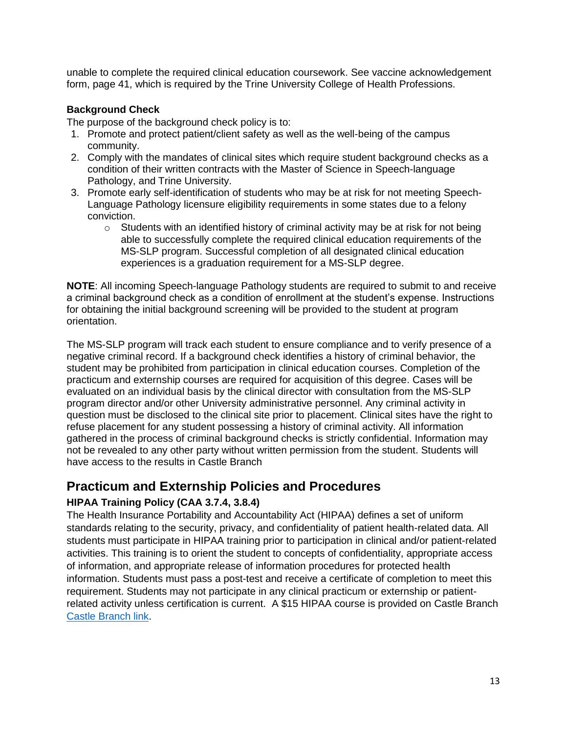unable to complete the required clinical education coursework. See vaccine acknowledgement form, page 41, which is required by the Trine University College of Health Professions.

### Background Check

The purpose of the background check policy is to:

1. Promote and protect patient/client safety as well as the well-being of the campus community.
2. Comply with the mandates of clinical sites which require student background checks as a condition of their written contracts with the Master of Science in Speech-language Pathology, and Trine University.
3. Promote early self-identification of students who may be at risk for not meeting Speech-Language Pathology licensure eligibility requirements in some states due to a felony conviction.
    - Students with an identified history of criminal activity may be at risk for not being able to successfully complete the required clinical education requirements of the MS-SLP program. Successful completion of all designated clinical education experiences is a graduation requirement for a MS-SLP degree.

**NOTE**: All incoming Speech-language Pathology students are required to submit to and receive a criminal background check as a condition of enrollment at the student's expense. Instructions for obtaining the initial background screening will be provided to the student at program orientation.

The MS-SLP program will track each student to ensure compliance and to verify presence of a negative criminal record. If a background check identifies a history of criminal behavior, the student may be prohibited from participation in clinical education courses. Completion of the practicum and externship courses are required for acquisition of this degree. Cases will be evaluated on an individual basis by the clinical director with consultation from the MS-SLP program director and/or other University administrative personnel. Any criminal activity in question must be disclosed to the clinical site prior to placement. Clinical sites have the right to refuse placement for any student possessing a history of criminal activity. All information gathered in the process of criminal background checks is strictly confidential. Information may not be revealed to any other party without written permission from the student. Students will have access to the results in Castle Branch

## Practicum and Externship Policies and Procedures

### HIPAA Training Policy (CAA 3.7.4, 3.8.4)

The Health Insurance Portability and Accountability Act (HIPAA) defines a set of uniform standards relating to the security, privacy, and confidentiality of patient health-related data. All students must participate in HIPAA training prior to participation in clinical and/or patient-related activities. This training is to orient the student to concepts of confidentiality, appropriate access of information, and appropriate release of information procedures for protected health information. Students must pass a post-test and receive a certificate of completion to meet this requirement. Students may not participate in any clinical practicum or externship or patient-related activity unless certification is current. A $15 HIPAA course is provided on Castle Branch Castle Branch link.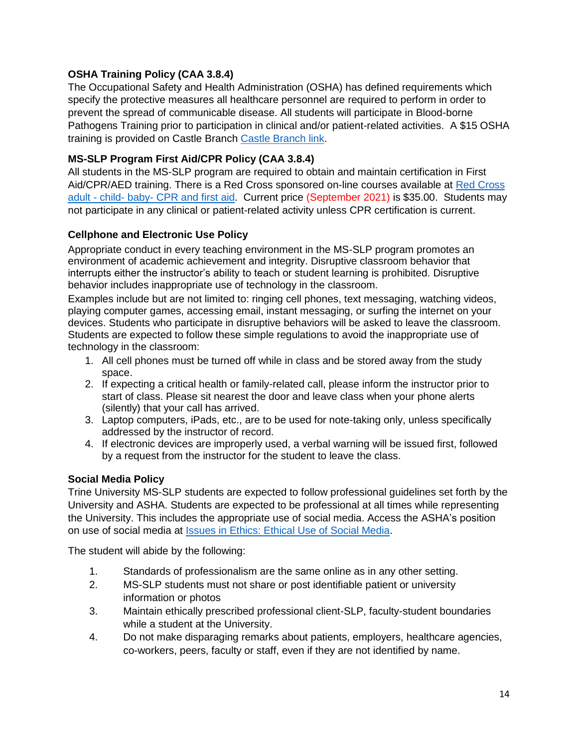### OSHA Training Policy (CAA 3.8.4)

The Occupational Safety and Health Administration (OSHA) has defined requirements which specify the protective measures all healthcare personnel are required to perform in order to prevent the spread of communicable disease. All students will participate in Blood-borne Pathogens Training prior to participation in clinical and/or patient-related activities. A $15 OSHA training is provided on Castle Branch [Castle Branch link](#).

### MS-SLP Program First Aid/CPR Policy (CAA 3.8.4)

All students in the MS-SLP program are required to obtain and maintain certification in First Aid/CPR/AED training. There is a Red Cross sponsored on-line courses available at [Red Cross adult - child- baby- CPR and first aid](#). Current price (September 2021) is $35.00. Students may not participate in any clinical or patient-related activity unless CPR certification is current.

### Cellphone and Electronic Use Policy

Appropriate conduct in every teaching environment in the MS-SLP program promotes an environment of academic achievement and integrity. Disruptive classroom behavior that interrupts either the instructor's ability to teach or student learning is prohibited. Disruptive behavior includes inappropriate use of technology in the classroom.

Examples include but are not limited to: ringing cell phones, text messaging, watching videos, playing computer games, accessing email, instant messaging, or surfing the internet on your devices. Students who participate in disruptive behaviors will be asked to leave the classroom. Students are expected to follow these simple regulations to avoid the inappropriate use of technology in the classroom:

1. All cell phones must be turned off while in class and be stored away from the study space.
2. If expecting a critical health or family-related call, please inform the instructor prior to start of class. Please sit nearest the door and leave class when your phone alerts (silently) that your call has arrived.
3. Laptop computers, iPads, etc., are to be used for note-taking only, unless specifically addressed by the instructor of record.
4. If electronic devices are improperly used, a verbal warning will be issued first, followed by a request from the instructor for the student to leave the class.

### Social Media Policy

Trine University MS-SLP students are expected to follow professional guidelines set forth by the University and ASHA. Students are expected to be professional at all times while representing the University. This includes the appropriate use of social media. Access the ASHA's position on use of social media at [Issues in Ethics: Ethical Use of Social Media](#).

The student will abide by the following:

1. Standards of professionalism are the same online as in any other setting.
2. MS-SLP students must not share or post identifiable patient or university information or photos
3. Maintain ethically prescribed professional client-SLP, faculty-student boundaries while a student at the University.
4. Do not make disparaging remarks about patients, employers, healthcare agencies, co-workers, peers, faculty or staff, even if they are not identified by name.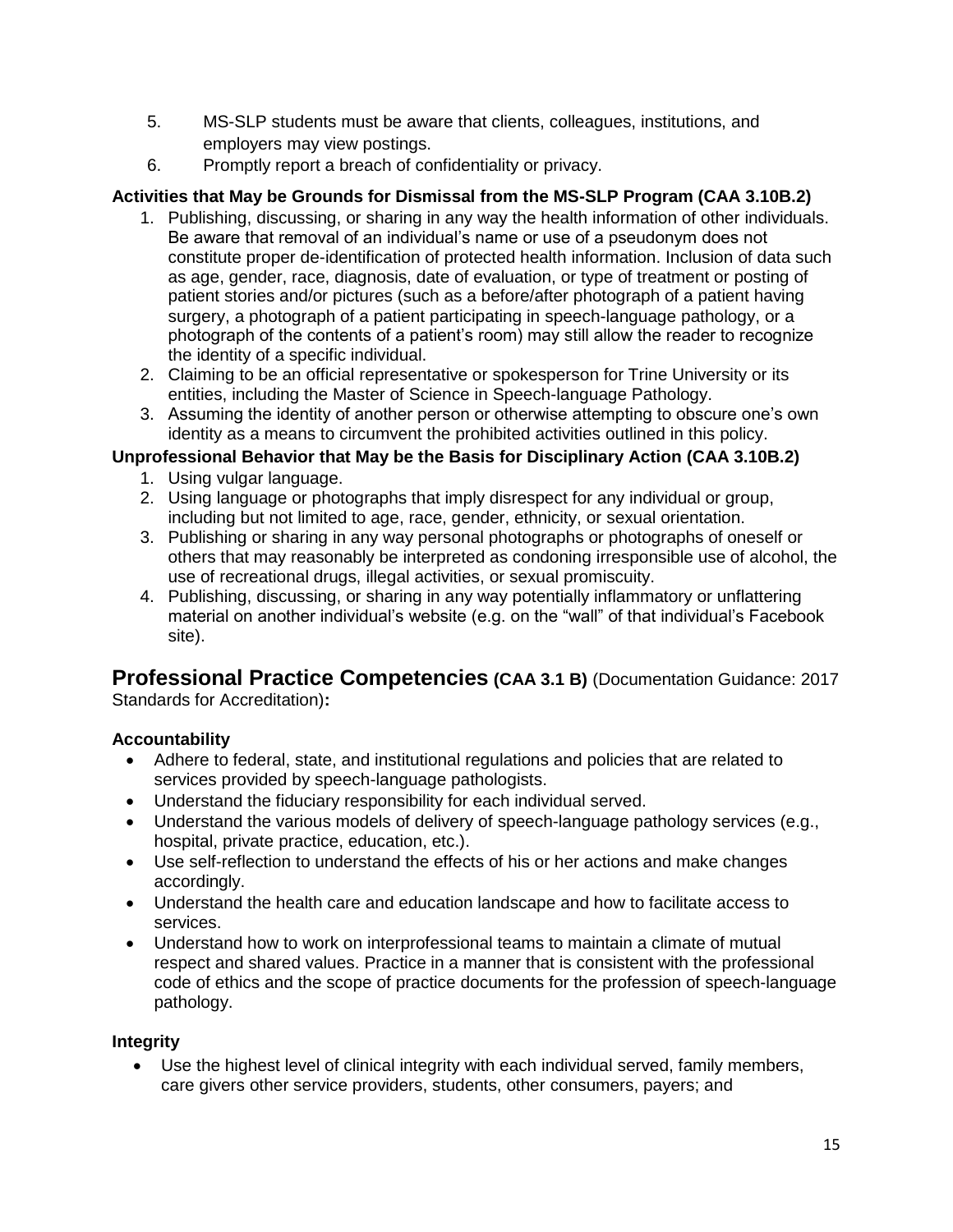5. MS-SLP students must be aware that clients, colleagues, institutions, and employers may view postings.
6. Promptly report a breach of confidentiality or privacy.

**Activities that May be Grounds for Dismissal from the MS-SLP Program (CAA 3.10B.2)**

1. Publishing, discussing, or sharing in any way the health information of other individuals. Be aware that removal of an individual's name or use of a pseudonym does not constitute proper de-identification of protected health information. Inclusion of data such as age, gender, race, diagnosis, date of evaluation, or type of treatment or posting of patient stories and/or pictures (such as a before/after photograph of a patient having surgery, a photograph of a patient participating in speech-language pathology, or a photograph of the contents of a patient's room) may still allow the reader to recognize the identity of a specific individual.
2. Claiming to be an official representative or spokesperson for Trine University or its entities, including the Master of Science in Speech-language Pathology.
3. Assuming the identity of another person or otherwise attempting to obscure one's own identity as a means to circumvent the prohibited activities outlined in this policy.

**Unprofessional Behavior that May be the Basis for Disciplinary Action (CAA 3.10B.2)**

1. Using vulgar language.
2. Using language or photographs that imply disrespect for any individual or group, including but not limited to age, race, gender, ethnicity, or sexual orientation.
3. Publishing or sharing in any way personal photographs or photographs of oneself or others that may reasonably be interpreted as condoning irresponsible use of alcohol, the use of recreational drugs, illegal activities, or sexual promiscuity.
4. Publishing, discussing, or sharing in any way potentially inflammatory or unflattering material on another individual's website (e.g. on the "wall" of that individual's Facebook site).

## Professional Practice Competencies (CAA 3.1 B) (Documentation Guidance: 2017 Standards for Accreditation):

### Accountability

- Adhere to federal, state, and institutional regulations and policies that are related to services provided by speech-language pathologists.
- Understand the fiduciary responsibility for each individual served.
- Understand the various models of delivery of speech-language pathology services (e.g., hospital, private practice, education, etc.).
- Use self-reflection to understand the effects of his or her actions and make changes accordingly.
- Understand the health care and education landscape and how to facilitate access to services.
- Understand how to work on interprofessional teams to maintain a climate of mutual respect and shared values. Practice in a manner that is consistent with the professional code of ethics and the scope of practice documents for the profession of speech-language pathology.

### Integrity

- Use the highest level of clinical integrity with each individual served, family members, care givers other service providers, students, other consumers, payers; and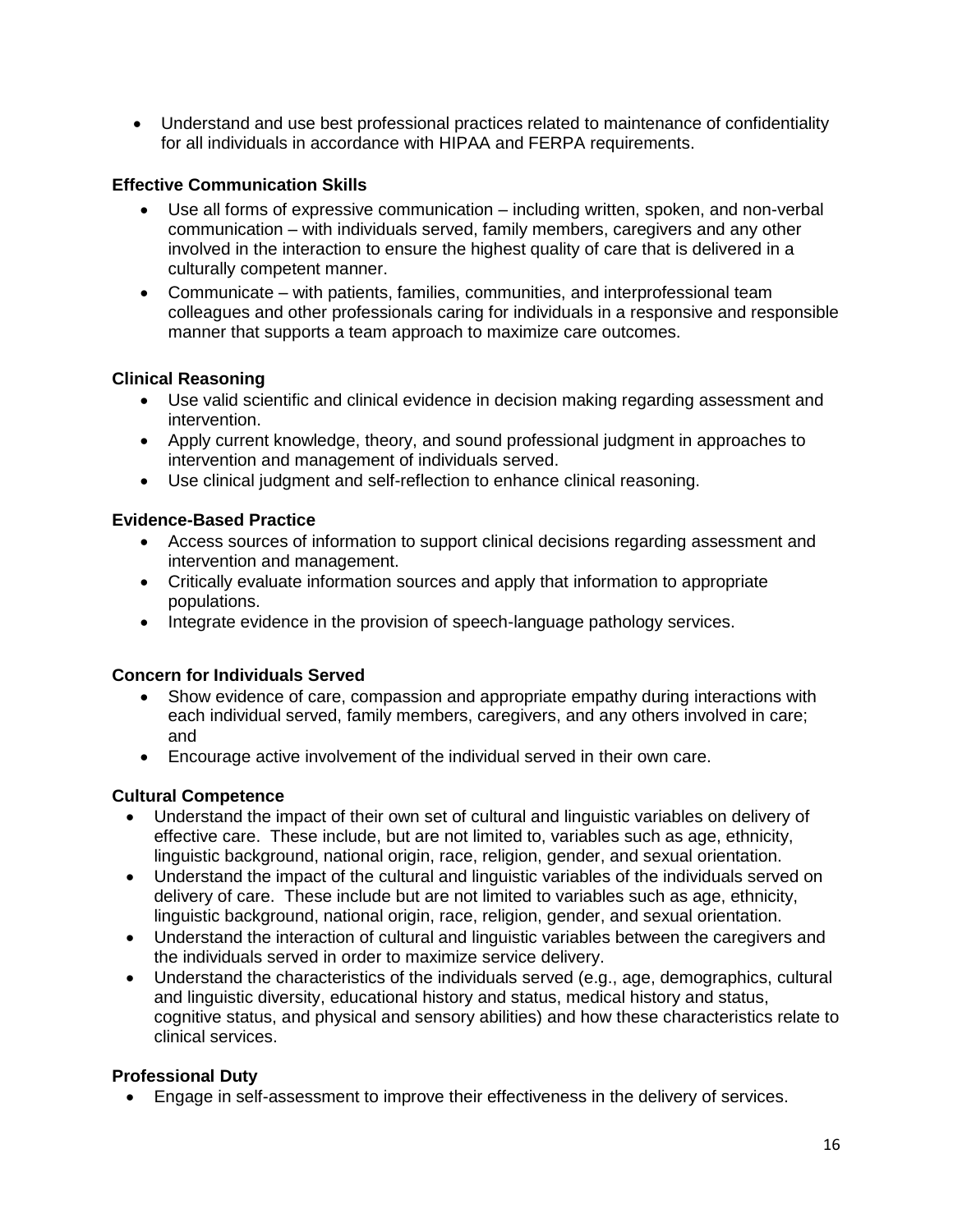- Understand and use best professional practices related to maintenance of confidentiality for all individuals in accordance with HIPAA and FERPA requirements.

**Effective Communication Skills**

- Use all forms of expressive communication – including written, spoken, and non-verbal communication – with individuals served, family members, caregivers and any other involved in the interaction to ensure the highest quality of care that is delivered in a culturally competent manner.
- Communicate – with patients, families, communities, and interprofessional team colleagues and other professionals caring for individuals in a responsive and responsible manner that supports a team approach to maximize care outcomes.

**Clinical Reasoning**

- Use valid scientific and clinical evidence in decision making regarding assessment and intervention.
- Apply current knowledge, theory, and sound professional judgment in approaches to intervention and management of individuals served.
- Use clinical judgment and self-reflection to enhance clinical reasoning.

**Evidence-Based Practice**

- Access sources of information to support clinical decisions regarding assessment and intervention and management.
- Critically evaluate information sources and apply that information to appropriate populations.
- Integrate evidence in the provision of speech-language pathology services.

**Concern for Individuals Served**

- Show evidence of care, compassion and appropriate empathy during interactions with each individual served, family members, caregivers, and any others involved in care; and
- Encourage active involvement of the individual served in their own care.

**Cultural Competence**

- Understand the impact of their own set of cultural and linguistic variables on delivery of effective care. These include, but are not limited to, variables such as age, ethnicity, linguistic background, national origin, race, religion, gender, and sexual orientation.
- Understand the impact of the cultural and linguistic variables of the individuals served on delivery of care. These include but are not limited to variables such as age, ethnicity, linguistic background, national origin, race, religion, gender, and sexual orientation.
- Understand the interaction of cultural and linguistic variables between the caregivers and the individuals served in order to maximize service delivery.
- Understand the characteristics of the individuals served (e.g., age, demographics, cultural and linguistic diversity, educational history and status, medical history and status, cognitive status, and physical and sensory abilities) and how these characteristics relate to clinical services.

**Professional Duty**

- Engage in self-assessment to improve their effectiveness in the delivery of services.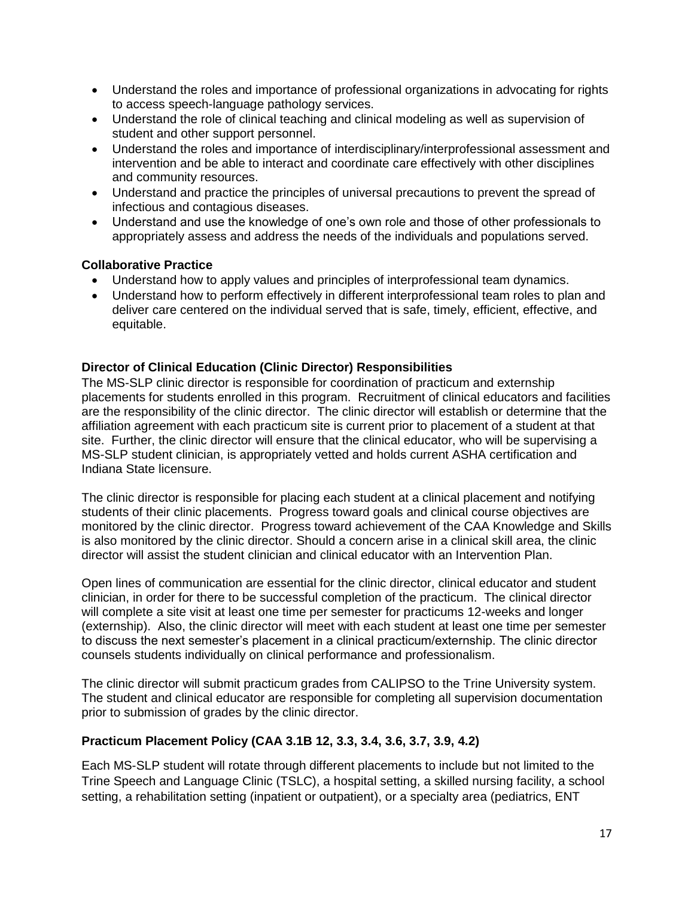- Understand the roles and importance of professional organizations in advocating for rights to access speech-language pathology services.
- Understand the role of clinical teaching and clinical modeling as well as supervision of student and other support personnel.
- Understand the roles and importance of interdisciplinary/interprofessional assessment and intervention and be able to interact and coordinate care effectively with other disciplines and community resources.
- Understand and practice the principles of universal precautions to prevent the spread of infectious and contagious diseases.
- Understand and use the knowledge of one's own role and those of other professionals to appropriately assess and address the needs of the individuals and populations served.

**Collaborative Practice**

- Understand how to apply values and principles of interprofessional team dynamics.
- Understand how to perform effectively in different interprofessional team roles to plan and deliver care centered on the individual served that is safe, timely, efficient, effective, and equitable.

### Director of Clinical Education (Clinic Director) Responsibilities

The MS-SLP clinic director is responsible for coordination of practicum and externship placements for students enrolled in this program. Recruitment of clinical educators and facilities are the responsibility of the clinic director. The clinic director will establish or determine that the affiliation agreement with each practicum site is current prior to placement of a student at that site. Further, the clinic director will ensure that the clinical educator, who will be supervising a MS-SLP student clinician, is appropriately vetted and holds current ASHA certification and Indiana State licensure.

The clinic director is responsible for placing each student at a clinical placement and notifying students of their clinic placements. Progress toward goals and clinical course objectives are monitored by the clinic director. Progress toward achievement of the CAA Knowledge and Skills is also monitored by the clinic director. Should a concern arise in a clinical skill area, the clinic director will assist the student clinician and clinical educator with an Intervention Plan.

Open lines of communication are essential for the clinic director, clinical educator and student clinician, in order for there to be successful completion of the practicum. The clinical director will complete a site visit at least one time per semester for practicums 12-weeks and longer (externship). Also, the clinic director will meet with each student at least one time per semester to discuss the next semester's placement in a clinical practicum/externship. The clinic director counsels students individually on clinical performance and professionalism.

The clinic director will submit practicum grades from CALIPSO to the Trine University system. The student and clinical educator are responsible for completing all supervision documentation prior to submission of grades by the clinic director.

### Practicum Placement Policy (CAA 3.1B 12, 3.3, 3.4, 3.6, 3.7, 3.9, 4.2)

Each MS-SLP student will rotate through different placements to include but not limited to the Trine Speech and Language Clinic (TSLC), a hospital setting, a skilled nursing facility, a school setting, a rehabilitation setting (inpatient or outpatient), or a specialty area (pediatrics, ENT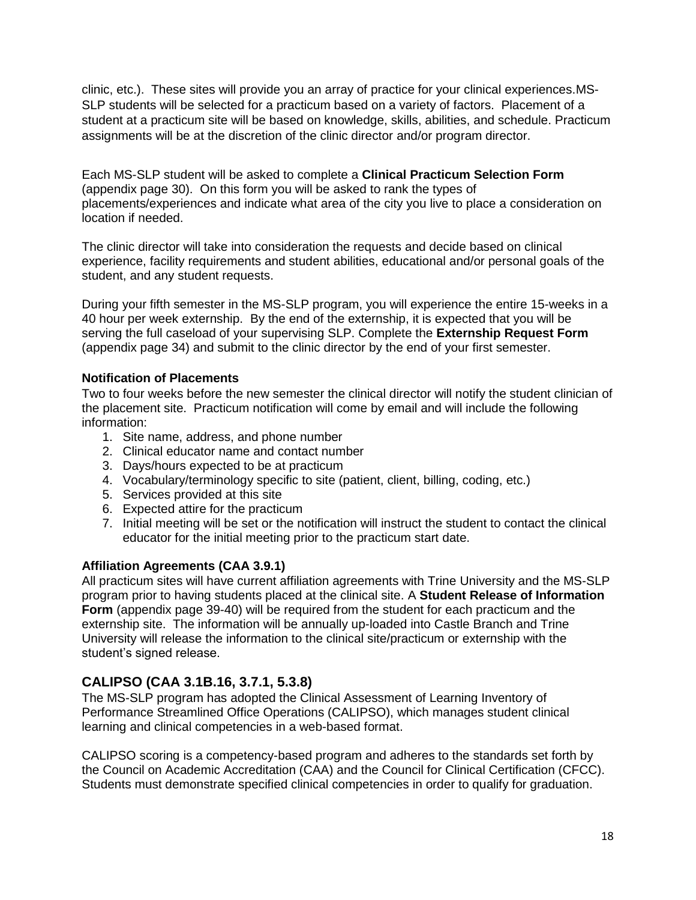clinic, etc.). These sites will provide you an array of practice for your clinical experiences.MS-SLP students will be selected for a practicum based on a variety of factors. Placement of a student at a practicum site will be based on knowledge, skills, abilities, and schedule. Practicum assignments will be at the discretion of the clinic director and/or program director.

Each MS-SLP student will be asked to complete a **Clinical Practicum Selection Form** (appendix page 30). On this form you will be asked to rank the types of placements/experiences and indicate what area of the city you live to place a consideration on location if needed.

The clinic director will take into consideration the requests and decide based on clinical experience, facility requirements and student abilities, educational and/or personal goals of the student, and any student requests.

During your fifth semester in the MS-SLP program, you will experience the entire 15-weeks in a 40 hour per week externship. By the end of the externship, it is expected that you will be serving the full caseload of your supervising SLP. Complete the **Externship Request Form** (appendix page 34) and submit to the clinic director by the end of your first semester.

### Notification of Placements

Two to four weeks before the new semester the clinical director will notify the student clinician of the placement site. Practicum notification will come by email and will include the following information:

1. Site name, address, and phone number
2. Clinical educator name and contact number
3. Days/hours expected to be at practicum
4. Vocabulary/terminology specific to site (patient, client, billing, coding, etc.)
5. Services provided at this site
6. Expected attire for the practicum
7. Initial meeting will be set or the notification will instruct the student to contact the clinical educator for the initial meeting prior to the practicum start date.

### Affiliation Agreements (CAA 3.9.1)

All practicum sites will have current affiliation agreements with Trine University and the MS-SLP program prior to having students placed at the clinical site. A **Student Release of Information Form** (appendix page 39-40) will be required from the student for each practicum and the externship site. The information will be annually up-loaded into Castle Branch and Trine University will release the information to the clinical site/practicum or externship with the student's signed release.

## CALIPSO (CAA 3.1B.16, 3.7.1, 5.3.8)

The MS-SLP program has adopted the Clinical Assessment of Learning Inventory of Performance Streamlined Office Operations (CALIPSO), which manages student clinical learning and clinical competencies in a web-based format.

CALIPSO scoring is a competency-based program and adheres to the standards set forth by the Council on Academic Accreditation (CAA) and the Council for Clinical Certification (CFCC). Students must demonstrate specified clinical competencies in order to qualify for graduation.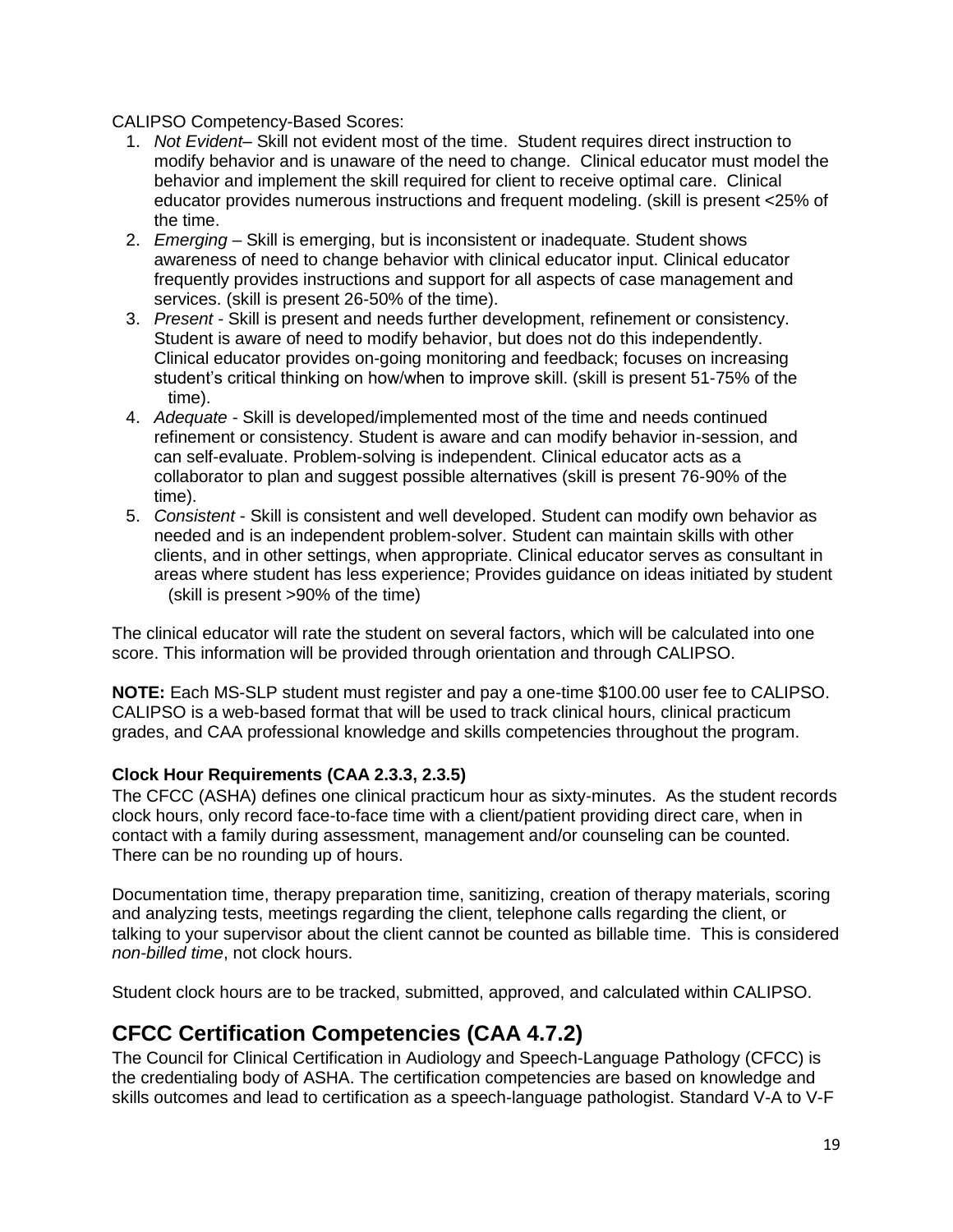CALIPSO Competency-Based Scores:

1. *Not Evident*– Skill not evident most of the time. Student requires direct instruction to modify behavior and is unaware of the need to change. Clinical educator must model the behavior and implement the skill required for client to receive optimal care. Clinical educator provides numerous instructions and frequent modeling. (skill is present <25% of the time.
2. *Emerging* – Skill is emerging, but is inconsistent or inadequate. Student shows awareness of need to change behavior with clinical educator input. Clinical educator frequently provides instructions and support for all aspects of case management and services. (skill is present 26-50% of the time).
3. *Present* - Skill is present and needs further development, refinement or consistency. Student is aware of need to modify behavior, but does not do this independently. Clinical educator provides on-going monitoring and feedback; focuses on increasing student's critical thinking on how/when to improve skill. (skill is present 51-75% of the time).
4. *Adequate* - Skill is developed/implemented most of the time and needs continued refinement or consistency. Student is aware and can modify behavior in-session, and can self-evaluate. Problem-solving is independent. Clinical educator acts as a collaborator to plan and suggest possible alternatives (skill is present 76-90% of the time).
5. *Consistent* - Skill is consistent and well developed. Student can modify own behavior as needed and is an independent problem-solver. Student can maintain skills with other clients, and in other settings, when appropriate. Clinical educator serves as consultant in areas where student has less experience; Provides guidance on ideas initiated by student (skill is present >90% of the time)

The clinical educator will rate the student on several factors, which will be calculated into one score. This information will be provided through orientation and through CALIPSO.

**NOTE:** Each MS-SLP student must register and pay a one-time $100.00 user fee to CALIPSO. CALIPSO is a web-based format that will be used to track clinical hours, clinical practicum grades, and CAA professional knowledge and skills competencies throughout the program.

**Clock Hour Requirements (CAA 2.3.3, 2.3.5)**

The CFCC (ASHA) defines one clinical practicum hour as sixty-minutes. As the student records clock hours, only record face-to-face time with a client/patient providing direct care, when in contact with a family during assessment, management and/or counseling can be counted. There can be no rounding up of hours.

Documentation time, therapy preparation time, sanitizing, creation of therapy materials, scoring and analyzing tests, meetings regarding the client, telephone calls regarding the client, or talking to your supervisor about the client cannot be counted as billable time. This is considered *non-billed time*, not clock hours.

Student clock hours are to be tracked, submitted, approved, and calculated within CALIPSO.

## CFCC Certification Competencies (CAA 4.7.2)

The Council for Clinical Certification in Audiology and Speech-Language Pathology (CFCC) is the credentialing body of ASHA. The certification competencies are based on knowledge and skills outcomes and lead to certification as a speech-language pathologist. Standard V-A to V-F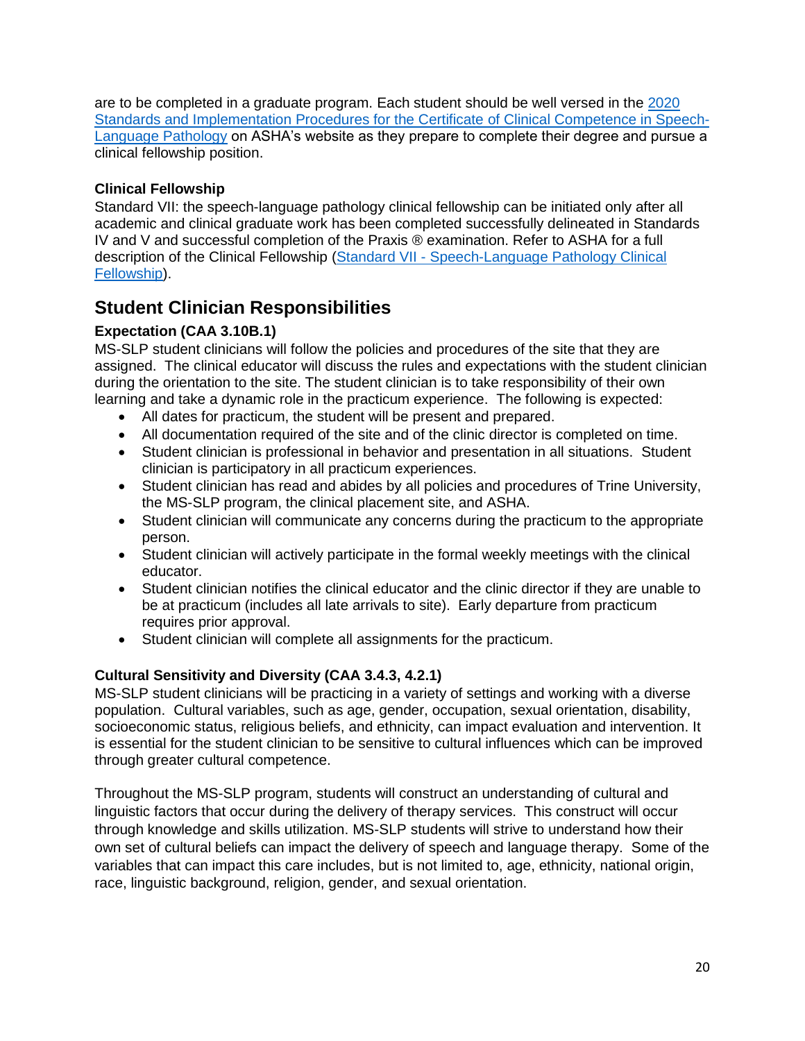are to be completed in a graduate program. Each student should be well versed in the [2020 Standards and Implementation Procedures for the Certificate of Clinical Competence in Speech-Language Pathology](#) on ASHA's website as they prepare to complete their degree and pursue a clinical fellowship position.

### Clinical Fellowship

Standard VII: the speech-language pathology clinical fellowship can be initiated only after all academic and clinical graduate work has been completed successfully delineated in Standards IV and V and successful completion of the Praxis ® examination. Refer to ASHA for a full description of the Clinical Fellowship ([Standard VII - Speech-Language Pathology Clinical Fellowship](#)).

## Student Clinician Responsibilities

### Expectation (CAA 3.10B.1)

MS-SLP student clinicians will follow the policies and procedures of the site that they are assigned. The clinical educator will discuss the rules and expectations with the student clinician during the orientation to the site. The student clinician is to take responsibility of their own learning and take a dynamic role in the practicum experience. The following is expected:

- All dates for practicum, the student will be present and prepared.
- All documentation required of the site and of the clinic director is completed on time.
- Student clinician is professional in behavior and presentation in all situations. Student clinician is participatory in all practicum experiences.
- Student clinician has read and abides by all policies and procedures of Trine University, the MS-SLP program, the clinical placement site, and ASHA.
- Student clinician will communicate any concerns during the practicum to the appropriate person.
- Student clinician will actively participate in the formal weekly meetings with the clinical educator.
- Student clinician notifies the clinical educator and the clinic director if they are unable to be at practicum (includes all late arrivals to site). Early departure from practicum requires prior approval.
- Student clinician will complete all assignments for the practicum.

### Cultural Sensitivity and Diversity (CAA 3.4.3, 4.2.1)

MS-SLP student clinicians will be practicing in a variety of settings and working with a diverse population. Cultural variables, such as age, gender, occupation, sexual orientation, disability, socioeconomic status, religious beliefs, and ethnicity, can impact evaluation and intervention. It is essential for the student clinician to be sensitive to cultural influences which can be improved through greater cultural competence.

Throughout the MS-SLP program, students will construct an understanding of cultural and linguistic factors that occur during the delivery of therapy services. This construct will occur through knowledge and skills utilization. MS-SLP students will strive to understand how their own set of cultural beliefs can impact the delivery of speech and language therapy. Some of the variables that can impact this care includes, but is not limited to, age, ethnicity, national origin, race, linguistic background, religion, gender, and sexual orientation.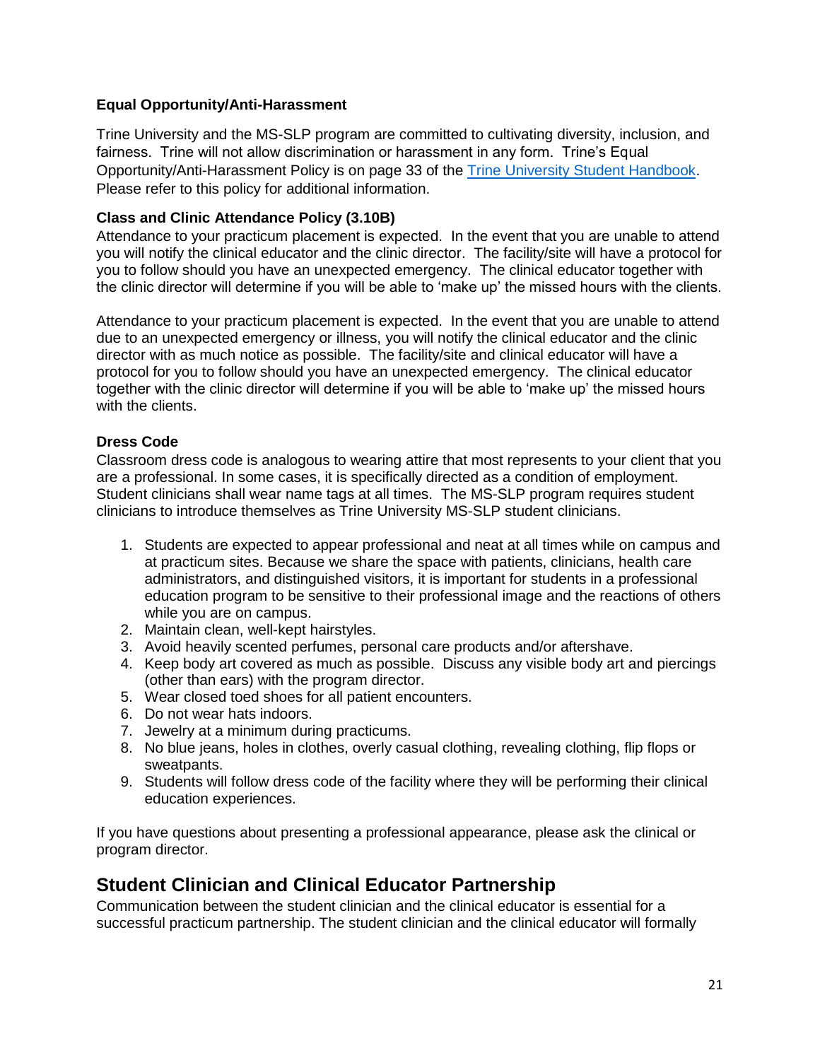**Equal Opportunity/Anti-Harassment**

Trine University and the MS-SLP program are committed to cultivating diversity, inclusion, and fairness. Trine will not allow discrimination or harassment in any form. Trine's Equal Opportunity/Anti-Harassment Policy is on page 33 of the [Trine University Student Handbook](). Please refer to this policy for additional information.

**Class and Clinic Attendance Policy (3.10B)**

Attendance to your practicum placement is expected. In the event that you are unable to attend you will notify the clinical educator and the clinic director. The facility/site will have a protocol for you to follow should you have an unexpected emergency. The clinical educator together with the clinic director will determine if you will be able to 'make up' the missed hours with the clients.

Attendance to your practicum placement is expected. In the event that you are unable to attend due to an unexpected emergency or illness, you will notify the clinical educator and the clinic director with as much notice as possible. The facility/site and clinical educator will have a protocol for you to follow should you have an unexpected emergency. The clinical educator together with the clinic director will determine if you will be able to 'make up' the missed hours with the clients.

**Dress Code**

Classroom dress code is analogous to wearing attire that most represents to your client that you are a professional. In some cases, it is specifically directed as a condition of employment. Student clinicians shall wear name tags at all times. The MS-SLP program requires student clinicians to introduce themselves as Trine University MS-SLP student clinicians.

1. Students are expected to appear professional and neat at all times while on campus and at practicum sites. Because we share the space with patients, clinicians, health care administrators, and distinguished visitors, it is important for students in a professional education program to be sensitive to their professional image and the reactions of others while you are on campus.
2. Maintain clean, well-kept hairstyles.
3. Avoid heavily scented perfumes, personal care products and/or aftershave.
4. Keep body art covered as much as possible. Discuss any visible body art and piercings (other than ears) with the program director.
5. Wear closed toed shoes for all patient encounters.
6. Do not wear hats indoors.
7. Jewelry at a minimum during practicums.
8. No blue jeans, holes in clothes, overly casual clothing, revealing clothing, flip flops or sweatpants.
9. Students will follow dress code of the facility where they will be performing their clinical education experiences.

If you have questions about presenting a professional appearance, please ask the clinical or program director.

## Student Clinician and Clinical Educator Partnership

Communication between the student clinician and the clinical educator is essential for a successful practicum partnership. The student clinician and the clinical educator will formally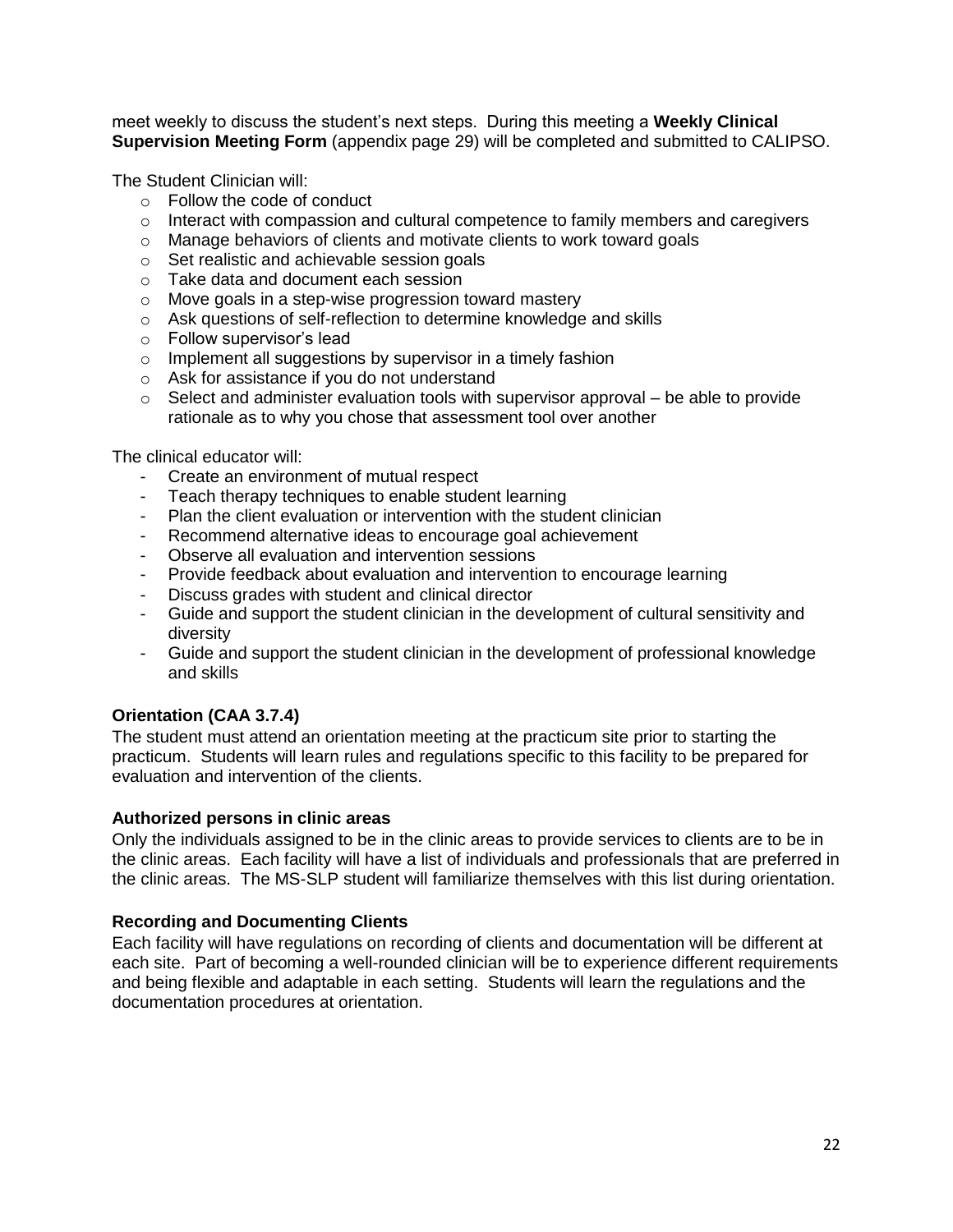meet weekly to discuss the student's next steps. During this meeting a **Weekly Clinical Supervision Meeting Form** (appendix page 29) will be completed and submitted to CALIPSO.

The Student Clinician will:

- Follow the code of conduct
- Interact with compassion and cultural competence to family members and caregivers
- Manage behaviors of clients and motivate clients to work toward goals
- Set realistic and achievable session goals
- Take data and document each session
- Move goals in a step-wise progression toward mastery
- Ask questions of self-reflection to determine knowledge and skills
- Follow supervisor's lead
- Implement all suggestions by supervisor in a timely fashion
- Ask for assistance if you do not understand
- Select and administer evaluation tools with supervisor approval – be able to provide rationale as to why you chose that assessment tool over another

The clinical educator will:

- Create an environment of mutual respect
- Teach therapy techniques to enable student learning
- Plan the client evaluation or intervention with the student clinician
- Recommend alternative ideas to encourage goal achievement
- Observe all evaluation and intervention sessions
- Provide feedback about evaluation and intervention to encourage learning
- Discuss grades with student and clinical director
- Guide and support the student clinician in the development of cultural sensitivity and diversity
- Guide and support the student clinician in the development of professional knowledge and skills

**Orientation (CAA 3.7.4)**

The student must attend an orientation meeting at the practicum site prior to starting the practicum. Students will learn rules and regulations specific to this facility to be prepared for evaluation and intervention of the clients.

**Authorized persons in clinic areas**

Only the individuals assigned to be in the clinic areas to provide services to clients are to be in the clinic areas. Each facility will have a list of individuals and professionals that are preferred in the clinic areas. The MS-SLP student will familiarize themselves with this list during orientation.

**Recording and Documenting Clients**

Each facility will have regulations on recording of clients and documentation will be different at each site. Part of becoming a well-rounded clinician will be to experience different requirements and being flexible and adaptable in each setting. Students will learn the regulations and the documentation procedures at orientation.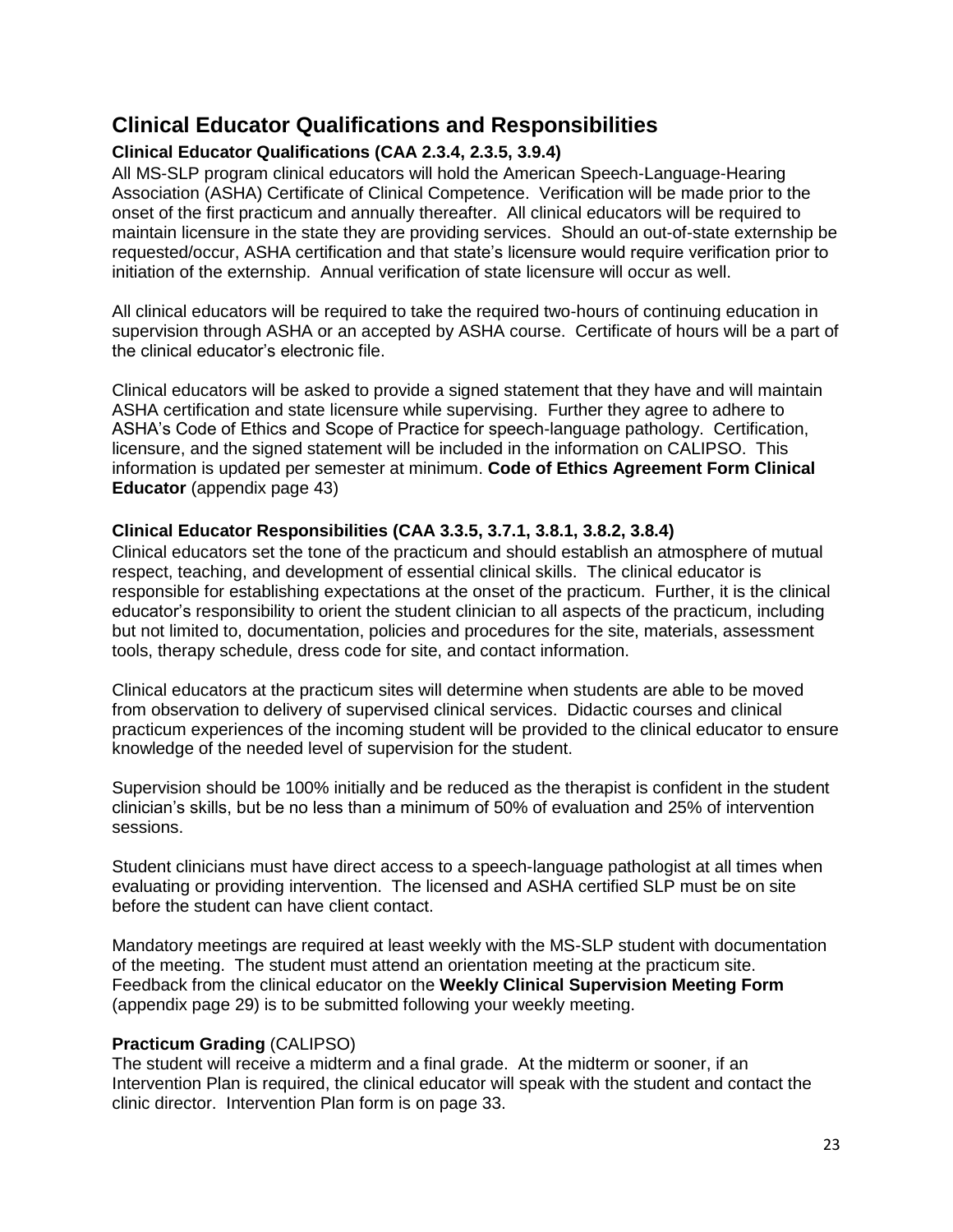## Clinical Educator Qualifications and Responsibilities

### Clinical Educator Qualifications (CAA 2.3.4, 2.3.5, 3.9.4)

All MS-SLP program clinical educators will hold the American Speech-Language-Hearing Association (ASHA) Certificate of Clinical Competence. Verification will be made prior to the onset of the first practicum and annually thereafter. All clinical educators will be required to maintain licensure in the state they are providing services. Should an out-of-state externship be requested/occur, ASHA certification and that state's licensure would require verification prior to initiation of the externship. Annual verification of state licensure will occur as well.

All clinical educators will be required to take the required two-hours of continuing education in supervision through ASHA or an accepted by ASHA course. Certificate of hours will be a part of the clinical educator's electronic file.

Clinical educators will be asked to provide a signed statement that they have and will maintain ASHA certification and state licensure while supervising. Further they agree to adhere to ASHA's Code of Ethics and Scope of Practice for speech-language pathology. Certification, licensure, and the signed statement will be included in the information on CALIPSO. This information is updated per semester at minimum. **Code of Ethics Agreement Form Clinical Educator** (appendix page 43)

### Clinical Educator Responsibilities (CAA 3.3.5, 3.7.1, 3.8.1, 3.8.2, 3.8.4)

Clinical educators set the tone of the practicum and should establish an atmosphere of mutual respect, teaching, and development of essential clinical skills. The clinical educator is responsible for establishing expectations at the onset of the practicum. Further, it is the clinical educator's responsibility to orient the student clinician to all aspects of the practicum, including but not limited to, documentation, policies and procedures for the site, materials, assessment tools, therapy schedule, dress code for site, and contact information.

Clinical educators at the practicum sites will determine when students are able to be moved from observation to delivery of supervised clinical services. Didactic courses and clinical practicum experiences of the incoming student will be provided to the clinical educator to ensure knowledge of the needed level of supervision for the student.

Supervision should be 100% initially and be reduced as the therapist is confident in the student clinician's skills, but be no less than a minimum of 50% of evaluation and 25% of intervention sessions.

Student clinicians must have direct access to a speech-language pathologist at all times when evaluating or providing intervention. The licensed and ASHA certified SLP must be on site before the student can have client contact.

Mandatory meetings are required at least weekly with the MS-SLP student with documentation of the meeting. The student must attend an orientation meeting at the practicum site. Feedback from the clinical educator on the **Weekly Clinical Supervision Meeting Form** (appendix page 29) is to be submitted following your weekly meeting.

### Practicum Grading (CALIPSO)

The student will receive a midterm and a final grade. At the midterm or sooner, if an Intervention Plan is required, the clinical educator will speak with the student and contact the clinic director. Intervention Plan form is on page 33.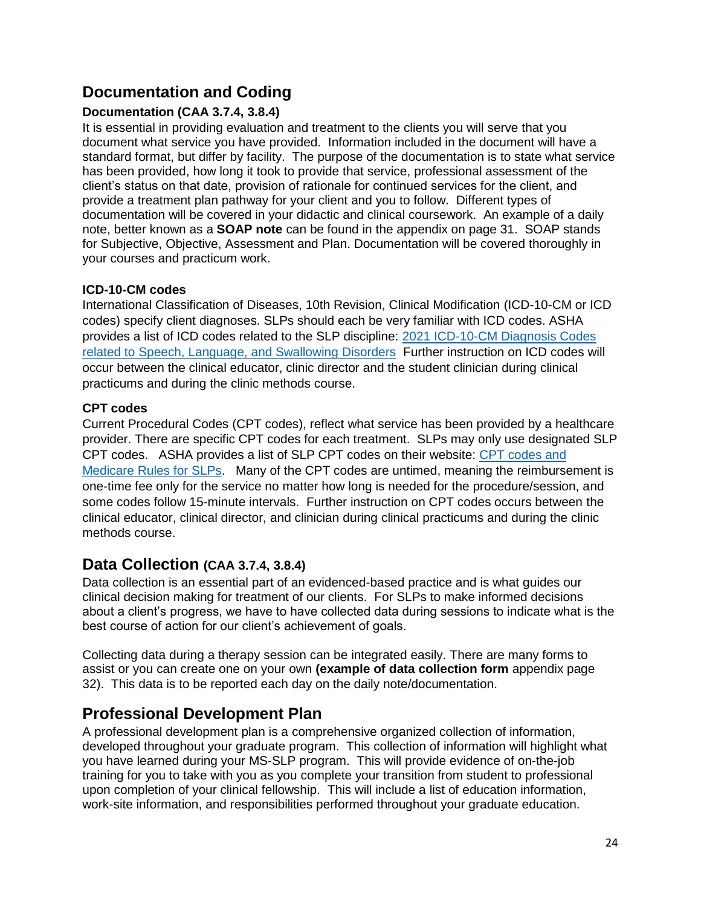## Documentation and Coding

### Documentation (CAA 3.7.4, 3.8.4)

It is essential in providing evaluation and treatment to the clients you will serve that you document what service you have provided. Information included in the document will have a standard format, but differ by facility. The purpose of the documentation is to state what service has been provided, how long it took to provide that service, professional assessment of the client's status on that date, provision of rationale for continued services for the client, and provide a treatment plan pathway for your client and you to follow. Different types of documentation will be covered in your didactic and clinical coursework. An example of a daily note, better known as a **SOAP note** can be found in the appendix on page 31. SOAP stands for Subjective, Objective, Assessment and Plan. Documentation will be covered thoroughly in your courses and practicum work.

#### ICD-10-CM codes

International Classification of Diseases, 10th Revision, Clinical Modification (ICD-10-CM or ICD codes) specify client diagnoses. SLPs should each be very familiar with ICD codes. ASHA provides a list of ICD codes related to the SLP discipline: 2021 ICD-10-CM Diagnosis Codes related to Speech, Language, and Swallowing Disorders Further instruction on ICD codes will occur between the clinical educator, clinic director and the student clinician during clinical practicums and during the clinic methods course.

#### CPT codes

Current Procedural Codes (CPT codes), reflect what service has been provided by a healthcare provider. There are specific CPT codes for each treatment. SLPs may only use designated SLP CPT codes. ASHA provides a list of SLP CPT codes on their website: CPT codes and Medicare Rules for SLPs. Many of the CPT codes are untimed, meaning the reimbursement is one-time fee only for the service no matter how long is needed for the procedure/session, and some codes follow 15-minute intervals. Further instruction on CPT codes occurs between the clinical educator, clinical director, and clinician during clinical practicums and during the clinic methods course.

## Data Collection (CAA 3.7.4, 3.8.4)

Data collection is an essential part of an evidenced-based practice and is what guides our clinical decision making for treatment of our clients. For SLPs to make informed decisions about a client's progress, we have to have collected data during sessions to indicate what is the best course of action for our client's achievement of goals.

Collecting data during a therapy session can be integrated easily. There are many forms to assist or you can create one on your own **(example of data collection form** appendix page 32). This data is to be reported each day on the daily note/documentation.

## Professional Development Plan

A professional development plan is a comprehensive organized collection of information, developed throughout your graduate program. This collection of information will highlight what you have learned during your MS-SLP program. This will provide evidence of on-the-job training for you to take with you as you complete your transition from student to professional upon completion of your clinical fellowship. This will include a list of education information, work-site information, and responsibilities performed throughout your graduate education.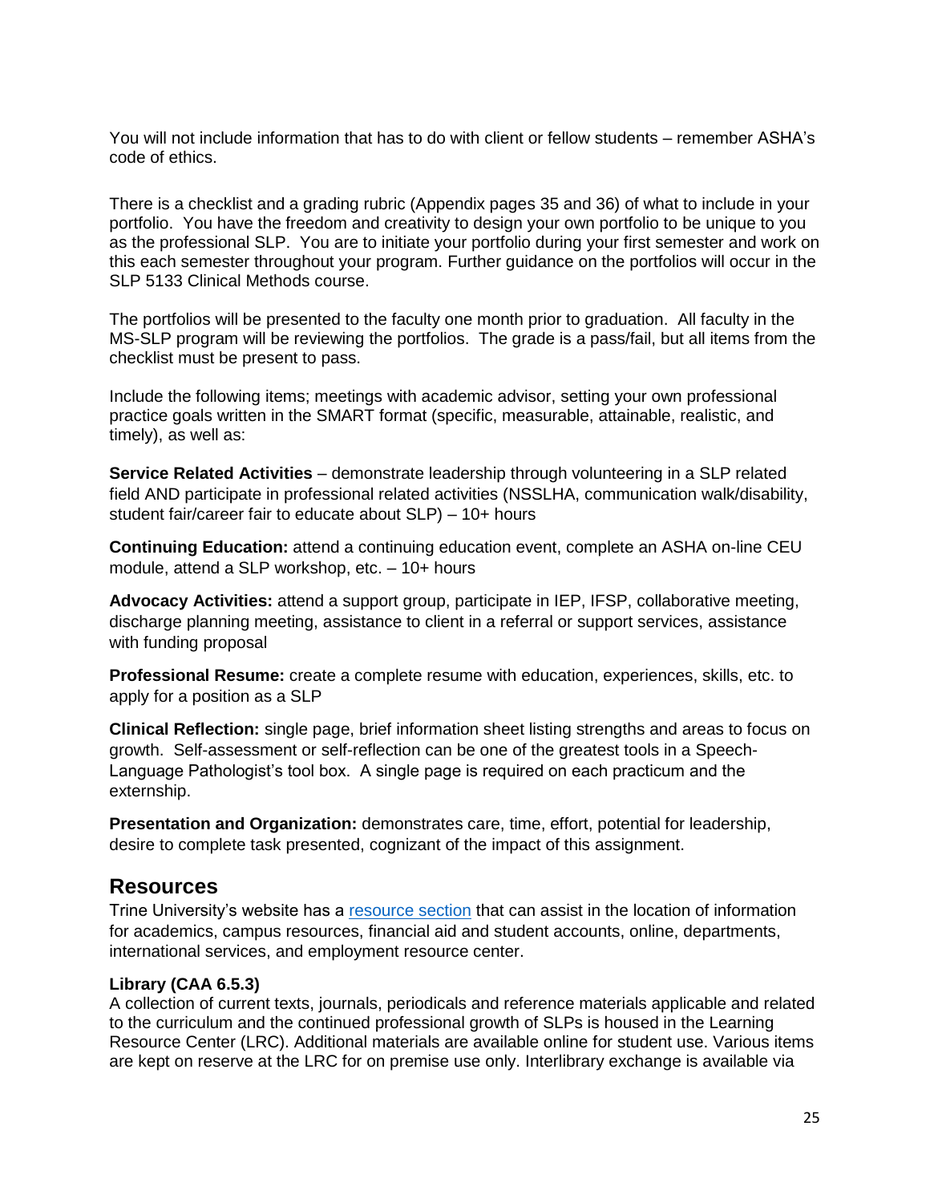You will not include information that has to do with client or fellow students – remember ASHA's code of ethics.

There is a checklist and a grading rubric (Appendix pages 35 and 36) of what to include in your portfolio. You have the freedom and creativity to design your own portfolio to be unique to you as the professional SLP. You are to initiate your portfolio during your first semester and work on this each semester throughout your program. Further guidance on the portfolios will occur in the SLP 5133 Clinical Methods course.

The portfolios will be presented to the faculty one month prior to graduation. All faculty in the MS-SLP program will be reviewing the portfolios. The grade is a pass/fail, but all items from the checklist must be present to pass.

Include the following items; meetings with academic advisor, setting your own professional practice goals written in the SMART format (specific, measurable, attainable, realistic, and timely), as well as:

**Service Related Activities** – demonstrate leadership through volunteering in a SLP related field AND participate in professional related activities (NSSLHA, communication walk/disability, student fair/career fair to educate about SLP) – 10+ hours

**Continuing Education:** attend a continuing education event, complete an ASHA on-line CEU module, attend a SLP workshop, etc. – 10+ hours

**Advocacy Activities:** attend a support group, participate in IEP, IFSP, collaborative meeting, discharge planning meeting, assistance to client in a referral or support services, assistance with funding proposal

**Professional Resume:** create a complete resume with education, experiences, skills, etc. to apply for a position as a SLP

**Clinical Reflection:** single page, brief information sheet listing strengths and areas to focus on growth. Self-assessment or self-reflection can be one of the greatest tools in a Speech-Language Pathologist's tool box. A single page is required on each practicum and the externship.

**Presentation and Organization:** demonstrates care, time, effort, potential for leadership, desire to complete task presented, cognizant of the impact of this assignment.

## Resources

Trine University's website has a resource section that can assist in the location of information for academics, campus resources, financial aid and student accounts, online, departments, international services, and employment resource center.

**Library (CAA 6.5.3)**
A collection of current texts, journals, periodicals and reference materials applicable and related to the curriculum and the continued professional growth of SLPs is housed in the Learning Resource Center (LRC). Additional materials are available online for student use. Various items are kept on reserve at the LRC for on premise use only. Interlibrary exchange is available via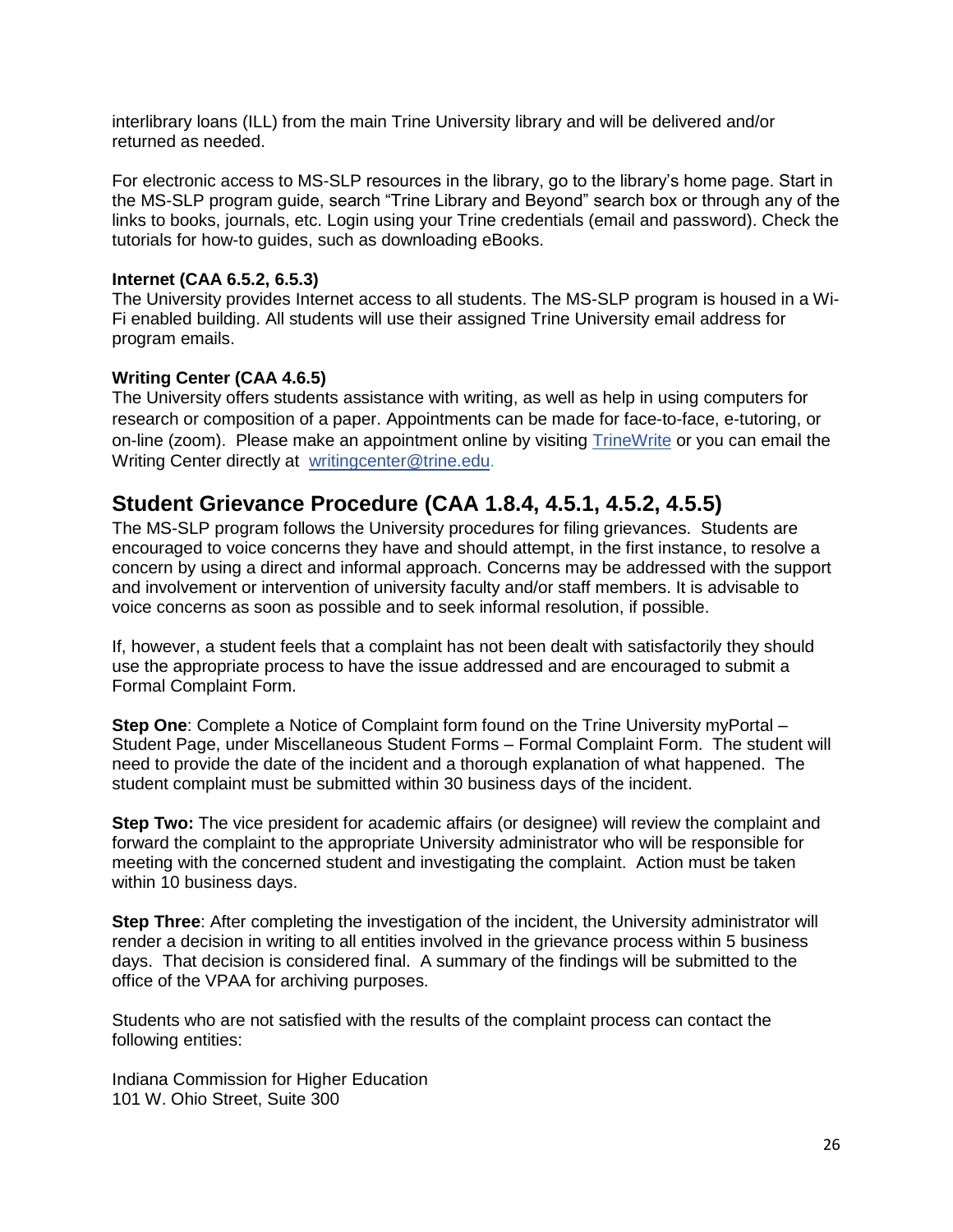interlibrary loans (ILL) from the main Trine University library and will be delivered and/or returned as needed.

For electronic access to MS-SLP resources in the library, go to the library's home page. Start in the MS-SLP program guide, search "Trine Library and Beyond" search box or through any of the links to books, journals, etc. Login using your Trine credentials (email and password). Check the tutorials for how-to guides, such as downloading eBooks.

**Internet (CAA 6.5.2, 6.5.3)**
The University provides Internet access to all students. The MS-SLP program is housed in a Wi-Fi enabled building. All students will use their assigned Trine University email address for program emails.

**Writing Center (CAA 4.6.5)**
The University offers students assistance with writing, as well as help in using computers for research or composition of a paper. Appointments can be made for face-to-face, e-tutoring, or on-line (zoom). Please make an appointment online by visiting TrineWrite or you can email the Writing Center directly at writingcenter@trine.edu.

## Student Grievance Procedure (CAA 1.8.4, 4.5.1, 4.5.2, 4.5.5)

The MS-SLP program follows the University procedures for filing grievances. Students are encouraged to voice concerns they have and should attempt, in the first instance, to resolve a concern by using a direct and informal approach. Concerns may be addressed with the support and involvement or intervention of university faculty and/or staff members. It is advisable to voice concerns as soon as possible and to seek informal resolution, if possible.

If, however, a student feels that a complaint has not been dealt with satisfactorily they should use the appropriate process to have the issue addressed and are encouraged to submit a Formal Complaint Form.

**Step One**: Complete a Notice of Complaint form found on the Trine University myPortal – Student Page, under Miscellaneous Student Forms – Formal Complaint Form. The student will need to provide the date of the incident and a thorough explanation of what happened. The student complaint must be submitted within 30 business days of the incident.

**Step Two:** The vice president for academic affairs (or designee) will review the complaint and forward the complaint to the appropriate University administrator who will be responsible for meeting with the concerned student and investigating the complaint. Action must be taken within 10 business days.

**Step Three**: After completing the investigation of the incident, the University administrator will render a decision in writing to all entities involved in the grievance process within 5 business days. That decision is considered final. A summary of the findings will be submitted to the office of the VPAA for archiving purposes.

Students who are not satisfied with the results of the complaint process can contact the following entities:

Indiana Commission for Higher Education
101 W. Ohio Street, Suite 300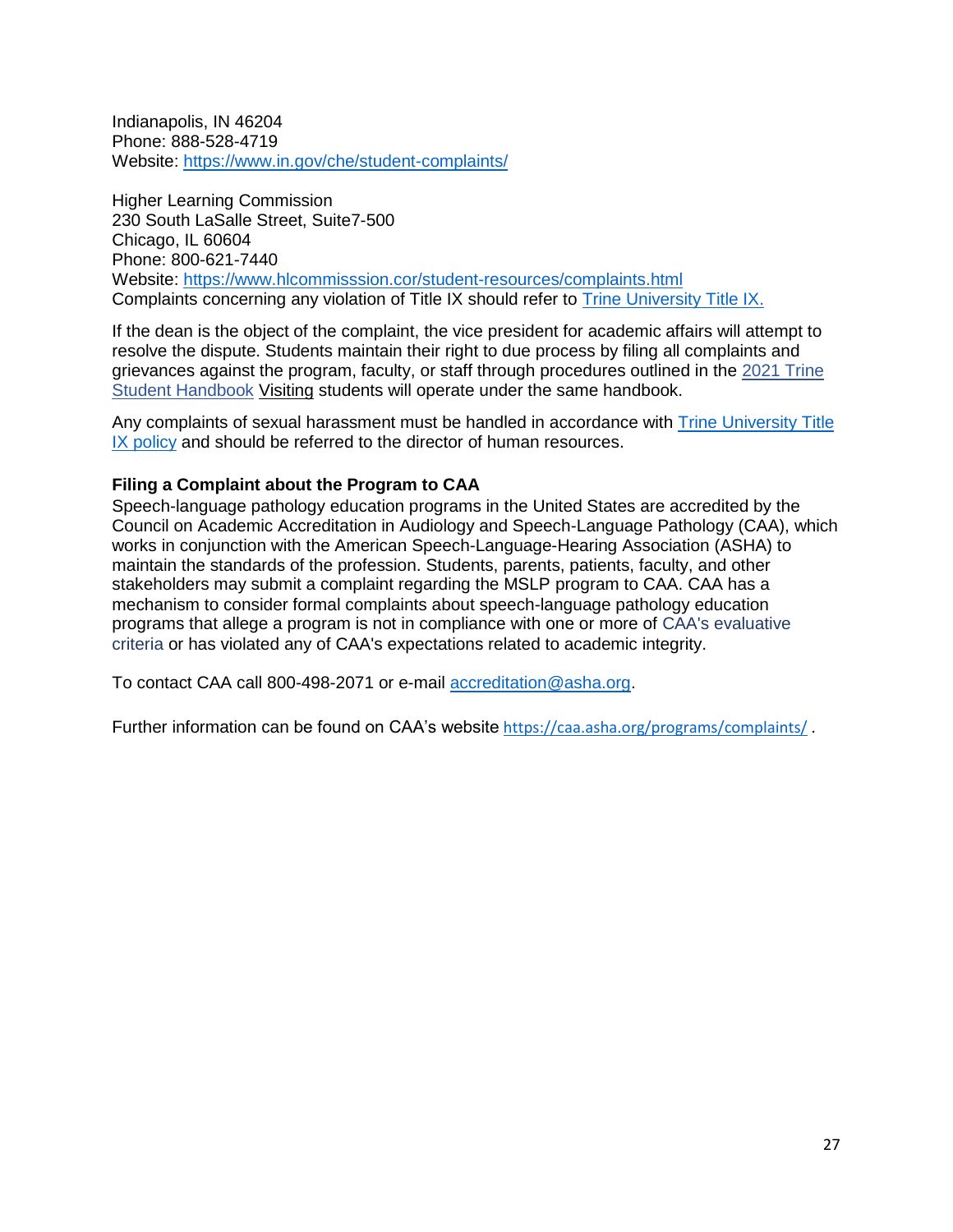Indianapolis, IN 46204
Phone: 888-528-4719
Website: https://www.in.gov/che/student-complaints/

Higher Learning Commission
230 South LaSalle Street, Suite7-500
Chicago, IL 60604
Phone: 800-621-7440
Website: https://www.hlcommisssion.cor/student-resources/complaints.html
Complaints concerning any violation of Title IX should refer to Trine University Title IX.

If the dean is the object of the complaint, the vice president for academic affairs will attempt to resolve the dispute. Students maintain their right to due process by filing all complaints and grievances against the program, faculty, or staff through procedures outlined in the 2021 Trine Student Handbook Visiting students will operate under the same handbook.

Any complaints of sexual harassment must be handled in accordance with Trine University Title IX policy and should be referred to the director of human resources.

**Filing a Complaint about the Program to CAA**

Speech-language pathology education programs in the United States are accredited by the Council on Academic Accreditation in Audiology and Speech-Language Pathology (CAA), which works in conjunction with the American Speech-Language-Hearing Association (ASHA) to maintain the standards of the profession. Students, parents, patients, faculty, and other stakeholders may submit a complaint regarding the MSLP program to CAA. CAA has a mechanism to consider formal complaints about speech-language pathology education programs that allege a program is not in compliance with one or more of CAA's evaluative criteria or has violated any of CAA's expectations related to academic integrity.

To contact CAA call 800-498-2071 or e-mail accreditation@asha.org.

Further information can be found on CAA's website https://caa.asha.org/programs/complaints/ .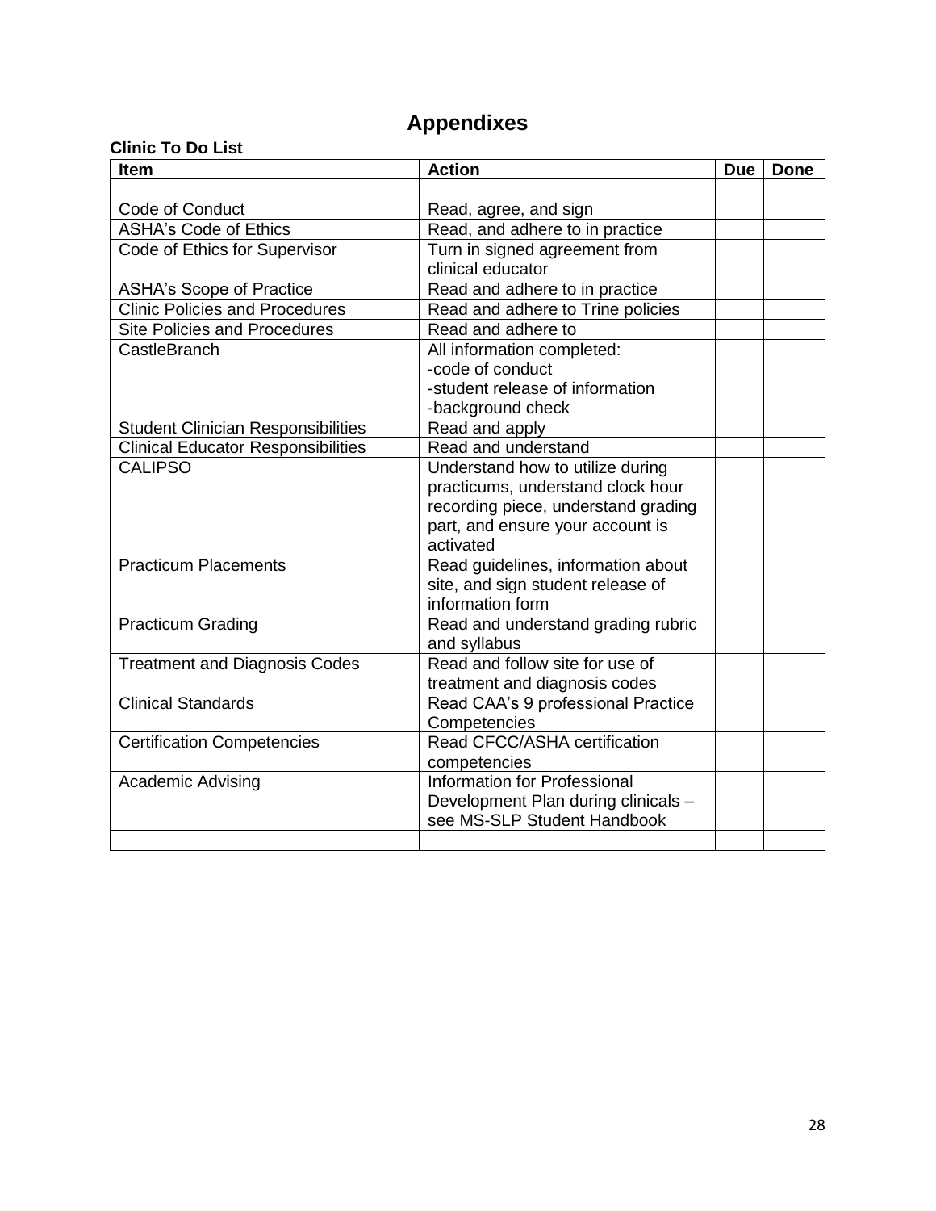# Appendixes

**Clinic To Do List**

| Item | Action | Due | Done |
|---|---|---|---|
| | | | |
| Code of Conduct | Read, agree, and sign | | |
| ASHA's Code of Ethics | Read, and adhere to in practice | | |
| Code of Ethics for Supervisor | Turn in signed agreement from clinical educator | | |
| ASHA's Scope of Practice | Read and adhere to in practice | | |
| Clinic Policies and Procedures | Read and adhere to Trine policies | | |
| Site Policies and Procedures | Read and adhere to | | |
| CastleBranch | All information completed:<br>-code of conduct<br>-student release of information<br>-background check | | |
| Student Clinician Responsibilities | Read and apply | | |
| Clinical Educator Responsibilities | Read and understand | | |
| CALIPSO | Understand how to utilize during practicums, understand clock hour recording piece, understand grading part, and ensure your account is activated | | |
| Practicum Placements | Read guidelines, information about site, and sign student release of information form | | |
| Practicum Grading | Read and understand grading rubric and syllabus | | |
| Treatment and Diagnosis Codes | Read and follow site for use of treatment and diagnosis codes | | |
| Clinical Standards | Read CAA's 9 professional Practice Competencies | | |
| Certification Competencies | Read CFCC/ASHA certification competencies | | |
| Academic Advising | Information for Professional Development Plan during clinicals – see MS-SLP Student Handbook | | |
| | | | |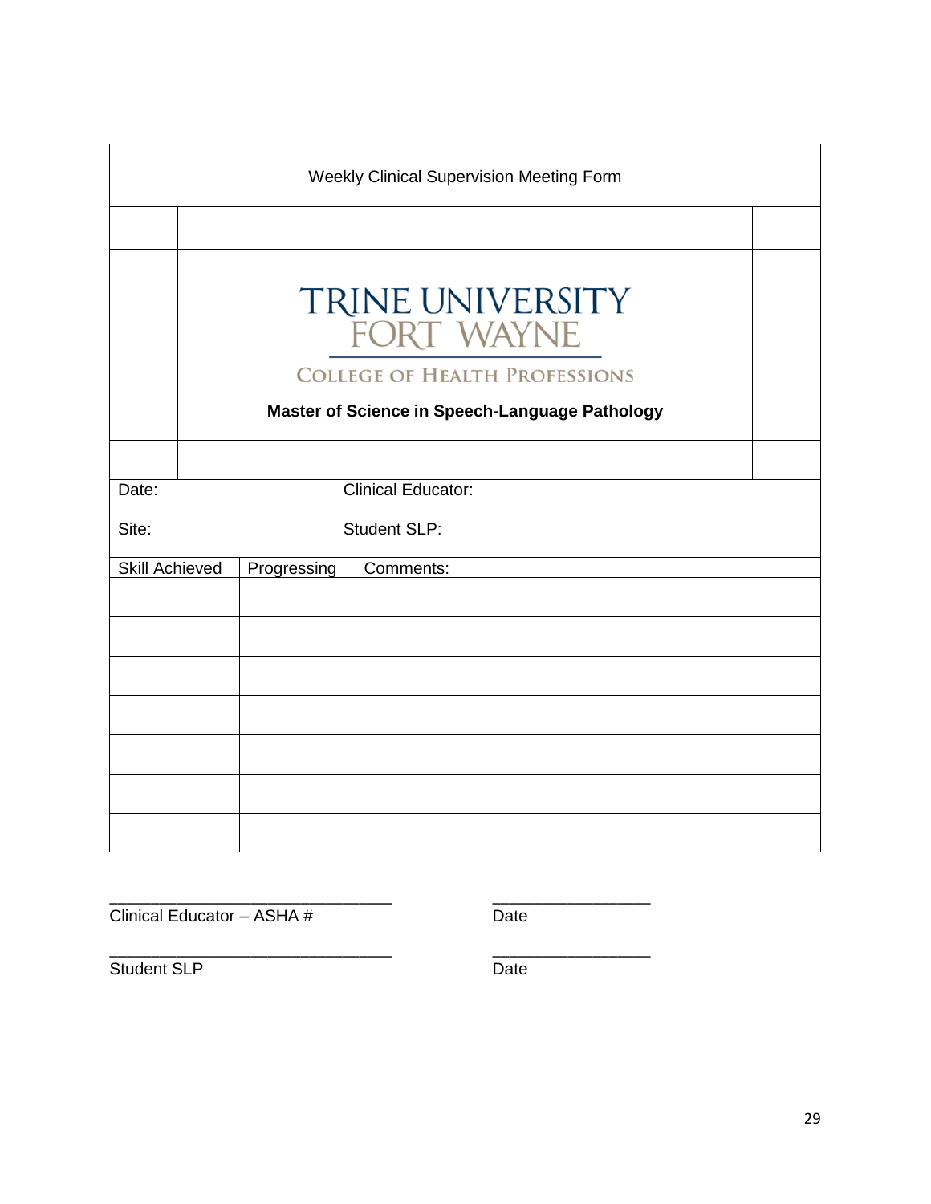Weekly Clinical Supervision Meeting Form

TRINE UNIVERSITY
FORT WAYNE

COLLEGE OF HEALTH PROFESSIONS

**Master of Science in Speech-Language Pathology**

| Date: | Clinical Educator: |
|---|---|
| Site: | Student SLP: |

| Skill Achieved | Progressing | Comments: |
|---|---|---|
| | | |
| | | |
| | | |
| | | |
| | | |
| | | |
| | | |

_______________________________ _________________
Clinical Educator – ASHA # Date

_______________________________ _________________
Student SLP Date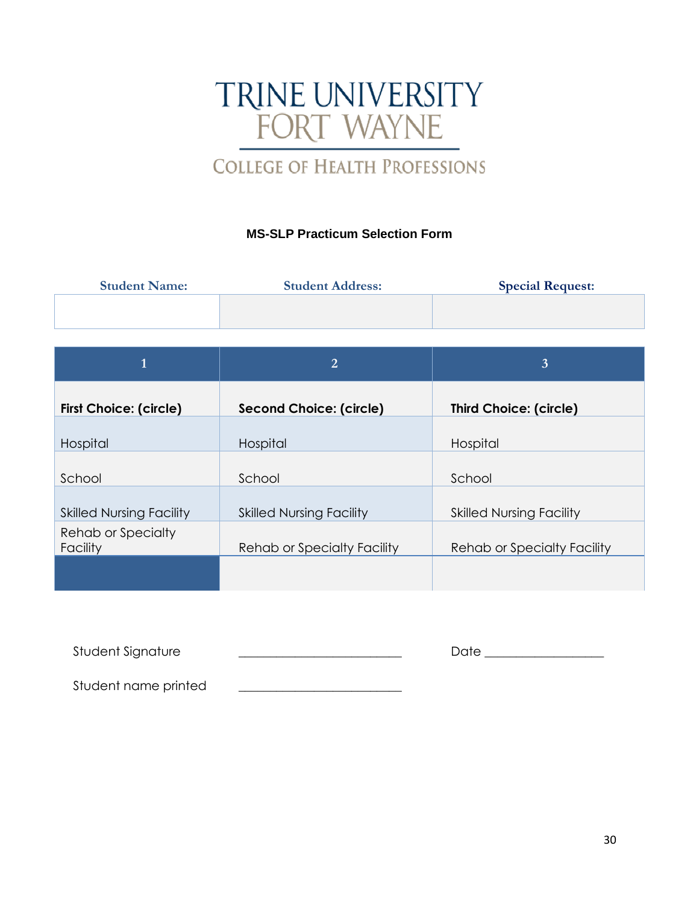TRINE UNIVERSITY
FORT WAYNE

COLLEGE OF HEALTH PROFESSIONS

**MS-SLP Practicum Selection Form**

| Student Name: | Student Address: | Special Request: |
|---|---|---|
| | | |

| 1 | 2 | 3 |
|---|---|---|
| **First Choice: (circle)** | **Second Choice: (circle)** | **Third Choice: (circle)** |
| Hospital | Hospital | Hospital |
| School | School | School |
| Skilled Nursing Facility | Skilled Nursing Facility | Skilled Nursing Facility |
| Rehab or Specialty Facility | Rehab or Specialty Facility | Rehab or Specialty Facility |
| | | |

Student Signature ___________________________ Date ___________________

Student name printed ___________________________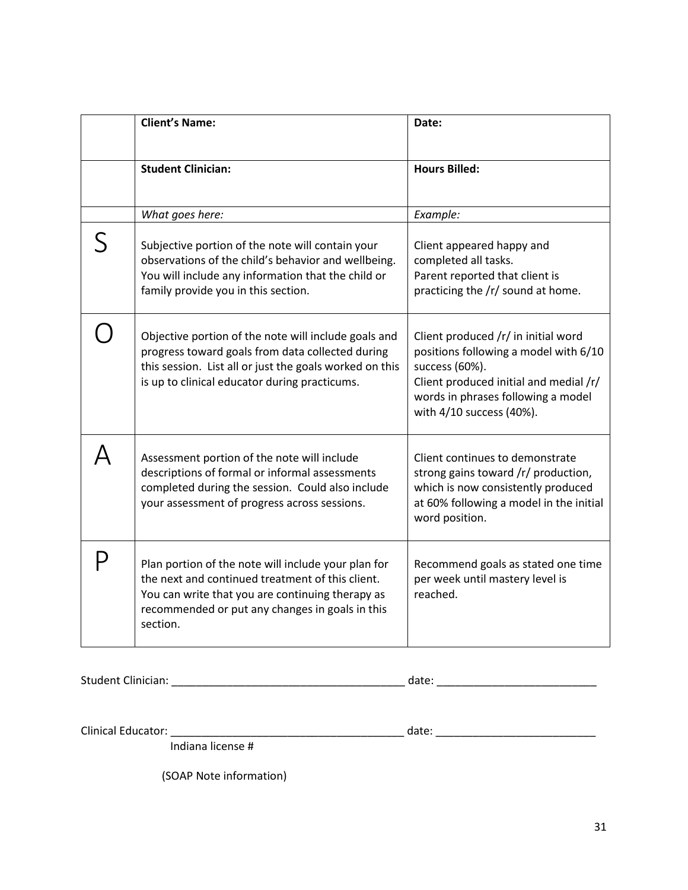| | **Client's Name:** | **Date:** |
|---|---|---|
| | **Student Clinician:** | **Hours Billed:** |
| | *What goes here:* | *Example:* |
| S | Subjective portion of the note will contain your observations of the child's behavior and wellbeing. You will include any information that the child or family provide you in this section. | Client appeared happy and completed all tasks.<br>Parent reported that client is practicing the /r/ sound at home. |
| O | Objective portion of the note will include goals and progress toward goals from data collected during this session. List all or just the goals worked on this is up to clinical educator during practicums. | Client produced /r/ in initial word positions following a model with 6/10 success (60%).<br>Client produced initial and medial /r/ words in phrases following a model with 4/10 success (40%). |
| A | Assessment portion of the note will include descriptions of formal or informal assessments completed during the session. Could also include your assessment of progress across sessions. | Client continues to demonstrate strong gains toward /r/ production, which is now consistently produced at 60% following a model in the initial word position. |
| P | Plan portion of the note will include your plan for the next and continued treatment of this client. You can write that you are continuing therapy as recommended or put any changes in goals in this section. | Recommend goals as stated one time per week until mastery level is reached. |

Student Clinician: ______________________________________ date: __________________________

Clinical Educator: ______________________________________ date: __________________________
Indiana license #

(SOAP Note information)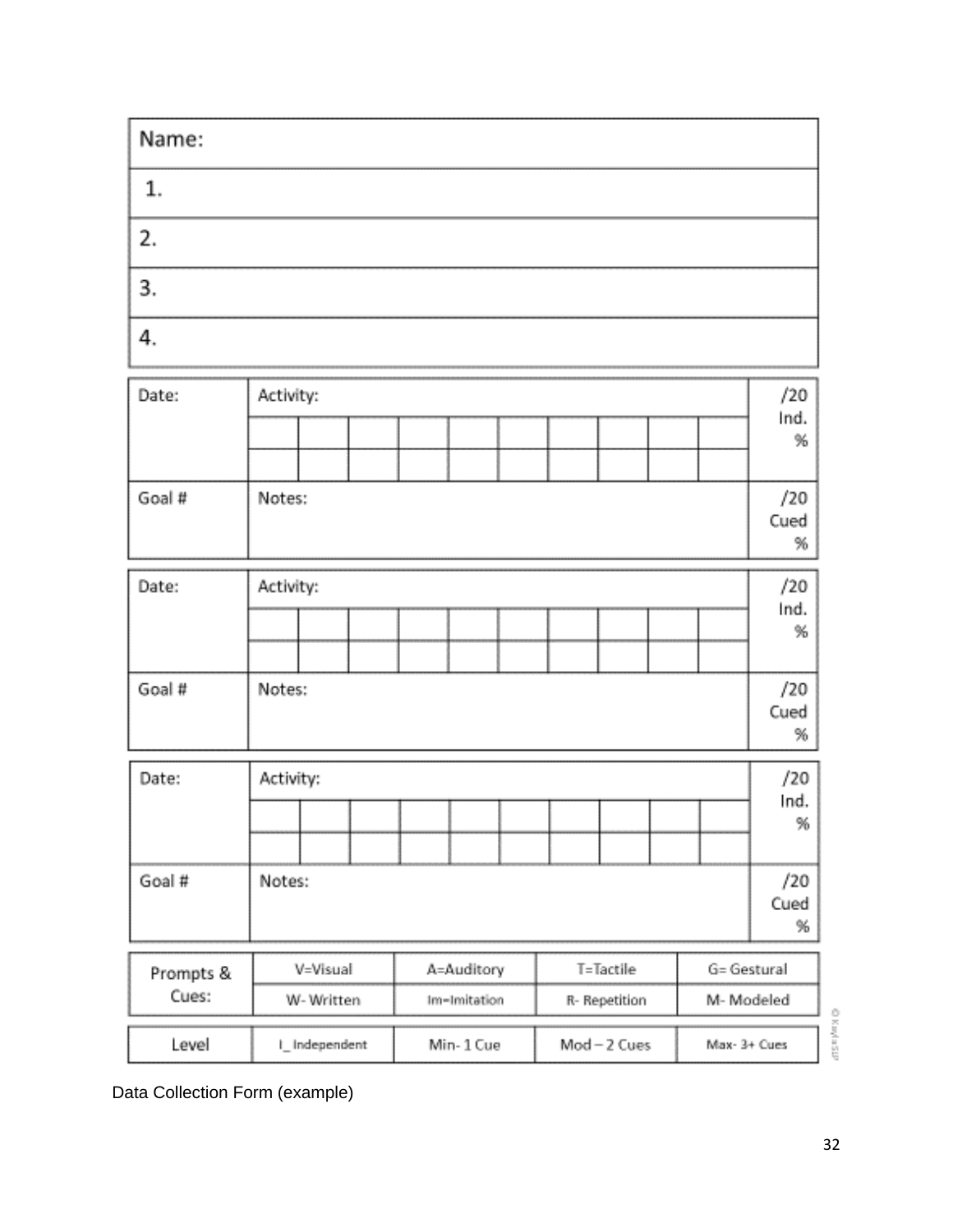| Name: |
|---|
| 1. |
| 2. |
| 3. |
| 4. |

| Date: | Activity: | | | | | | | | | | /20 Ind. % |
|---|---|---|---|---|---|---|---|---|---|---|---|
| | | | | | | | | | | | |
| | | | | | | | | | | | |
| Goal # | Notes: | | | | | | | | | | /20 Cued % |

| Date: | Activity: | | | | | | | | | | /20 Ind. % |
|---|---|---|---|---|---|---|---|---|---|---|---|
| | | | | | | | | | | | |
| | | | | | | | | | | | |
| Goal # | Notes: | | | | | | | | | | /20 Cued % |

| Date: | Activity: | | | | | | | | | | /20 Ind. % |
|---|---|---|---|---|---|---|---|---|---|---|---|
| | | | | | | | | | | | |
| | | | | | | | | | | | |
| Goal # | Notes: | | | | | | | | | | /20 Cued % |

| Prompts & Cues: | V=Visual | A=Auditory | T=Tactile | G= Gestural |
|---|---|---|---|---|
| | W- Written | Im=Imitation | R- Repetition | M- Modeled |

| Level | I_ Independent | Min- 1 Cue | Mod – 2 Cues | Max- 3+ Cues |
|---|---|---|---|---|

© KaylaSLP

Data Collection Form (example)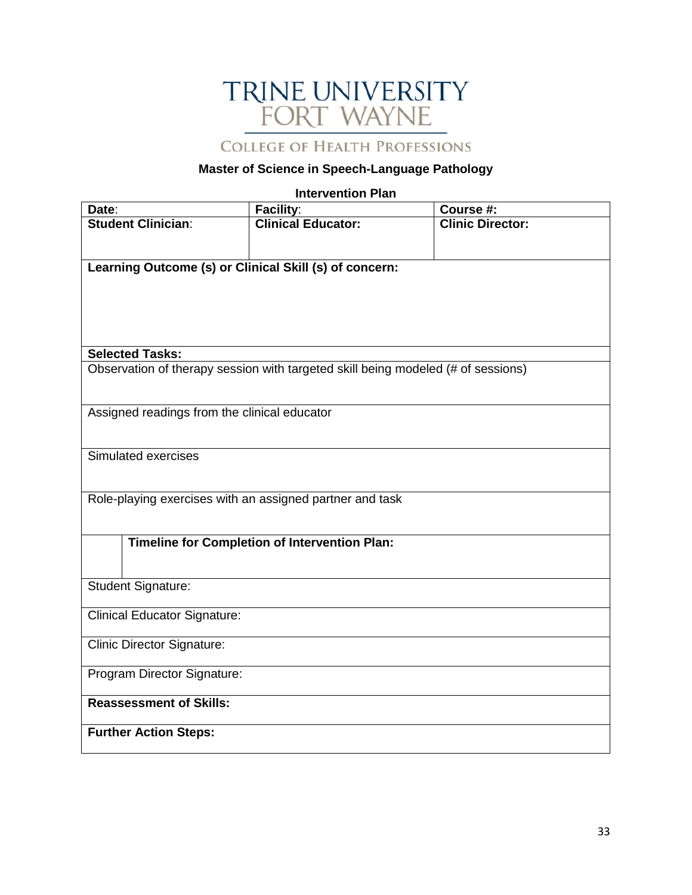TRINE UNIVERSITY
FORT WAYNE

COLLEGE OF HEALTH PROFESSIONS

**Master of Science in Speech-Language Pathology**

**Intervention Plan**

| **Date**: | **Facility**: | **Course #:** |
| --- | --- | --- |
| **Student Clinician**: | **Clinical Educator:** | **Clinic Director:** |
| **Learning Outcome (s) or Clinical Skill (s) of concern:** | | |
| **Selected Tasks:** | | |
| Observation of therapy session with targeted skill being modeled (# of sessions) | | |
| Assigned readings from the clinical educator | | |
| Simulated exercises | | |
| Role-playing exercises with an assigned partner and task | | |
| **Timeline for Completion of Intervention Plan:** | | |
| Student Signature: | | |
| Clinical Educator Signature: | | |
| Clinic Director Signature: | | |
| Program Director Signature: | | |
| **Reassessment of Skills:** | | |
| **Further Action Steps:** | | |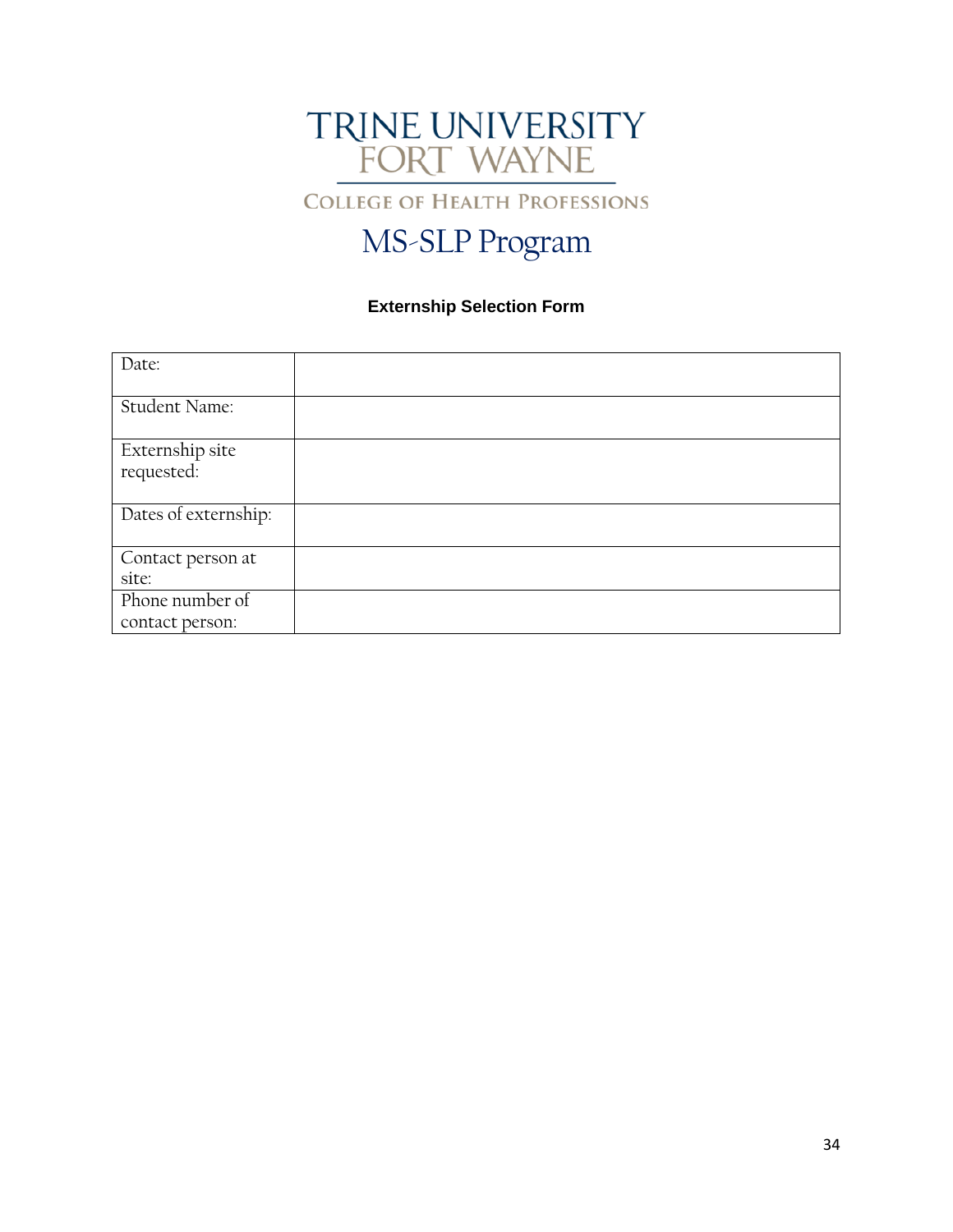TRINE UNIVERSITY
FORT WAYNE

COLLEGE OF HEALTH PROFESSIONS

# MS-SLP Program

## Externship Selection Form

| | |
|---|---|
| Date: | |
| Student Name: | |
| Externship site requested: | |
| Dates of externship: | |
| Contact person at site: | |
| Phone number of contact person: | |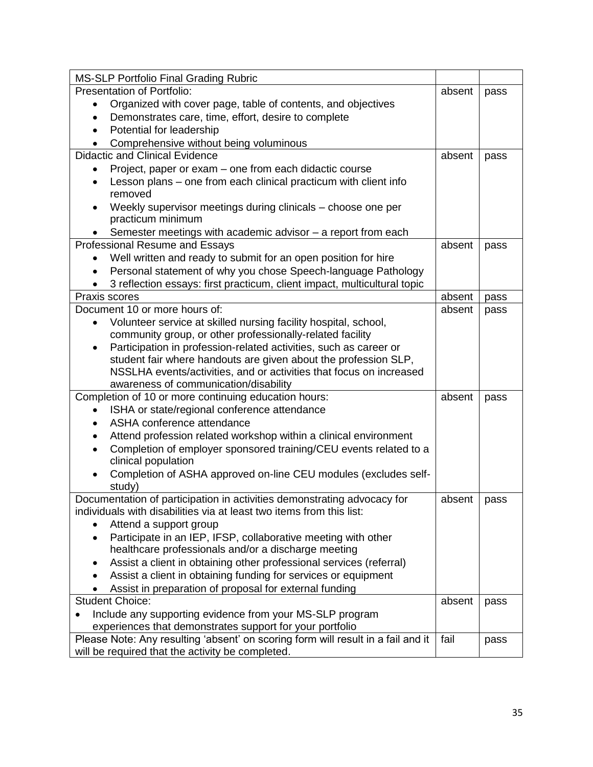| MS-SLP Portfolio Final Grading Rubric | | |
|---|---|---|
| Presentation of Portfolio:<br>• Organized with cover page, table of contents, and objectives<br>• Demonstrates care, time, effort, desire to complete<br>• Potential for leadership<br>• Comprehensive without being voluminous | absent | pass |
| Didactic and Clinical Evidence<br>• Project, paper or exam – one from each didactic course<br>• Lesson plans – one from each clinical practicum with client info removed<br>• Weekly supervisor meetings during clinicals – choose one per practicum minimum<br>• Semester meetings with academic advisor – a report from each | absent | pass |
| Professional Resume and Essays<br>• Well written and ready to submit for an open position for hire<br>• Personal statement of why you chose Speech-language Pathology<br>• 3 reflection essays: first practicum, client impact, multicultural topic | absent | pass |
| Praxis scores | absent | pass |
| Document 10 or more hours of:<br>• Volunteer service at skilled nursing facility hospital, school, community group, or other professionally-related facility<br>• Participation in profession-related activities, such as career or student fair where handouts are given about the profession SLP, NSSLHA events/activities, and or activities that focus on increased awareness of communication/disability | absent | pass |
| Completion of 10 or more continuing education hours:<br>• ISHA or state/regional conference attendance<br>• ASHA conference attendance<br>• Attend profession related workshop within a clinical environment<br>• Completion of employer sponsored training/CEU events related to a clinical population<br>• Completion of ASHA approved on-line CEU modules (excludes self-study) | absent | pass |
| Documentation of participation in activities demonstrating advocacy for individuals with disabilities via at least two items from this list:<br>• Attend a support group<br>• Participate in an IEP, IFSP, collaborative meeting with other healthcare professionals and/or a discharge meeting<br>• Assist a client in obtaining other professional services (referral)<br>• Assist a client in obtaining funding for services or equipment<br>• Assist in preparation of proposal for external funding | absent | pass |
| Student Choice:<br>• Include any supporting evidence from your MS-SLP program experiences that demonstrates support for your portfolio | absent | pass |
| Please Note: Any resulting 'absent' on scoring form will result in a fail and it will be required that the activity be completed. | fail | pass |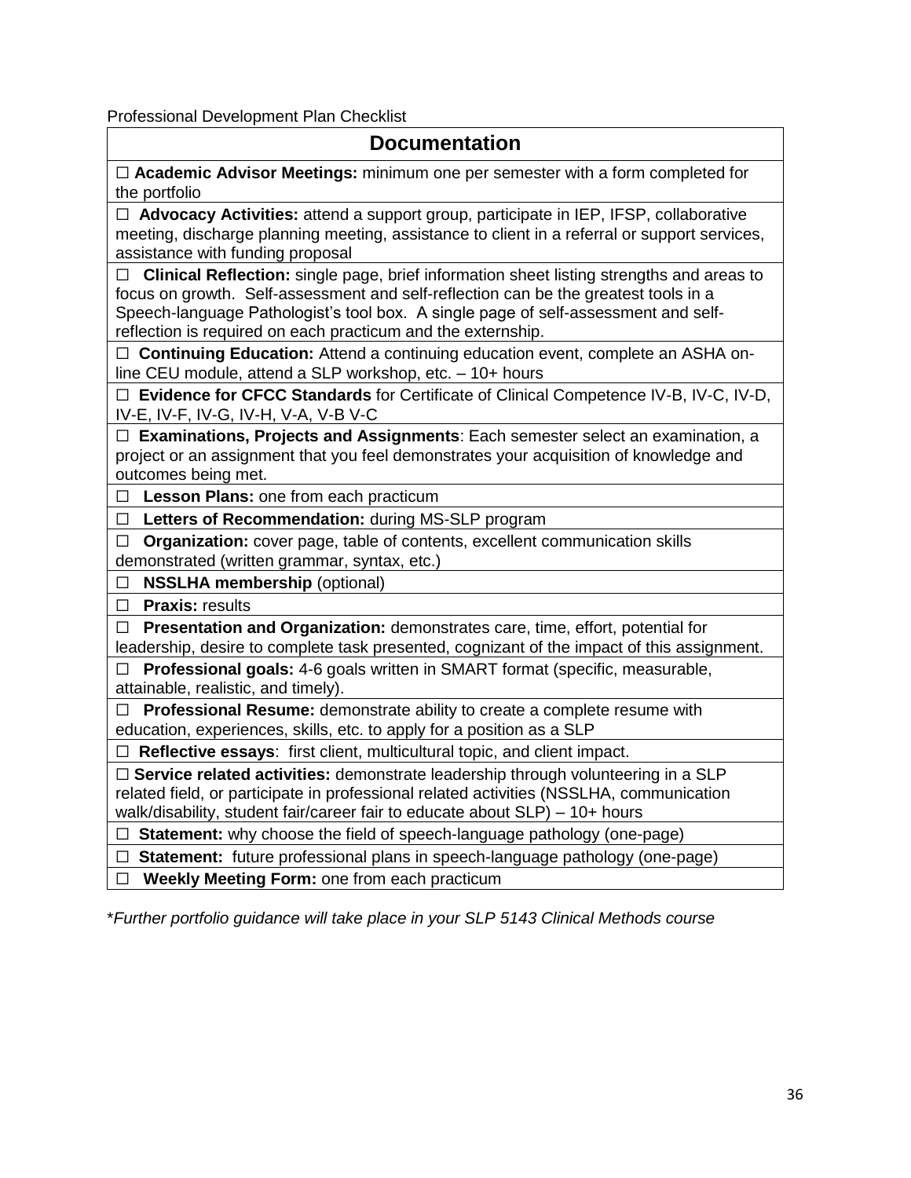Professional Development Plan Checklist

| Documentation |
|---|
| ☐ **Academic Advisor Meetings:** minimum one per semester with a form completed for the portfolio |
| ☐ **Advocacy Activities:** attend a support group, participate in IEP, IFSP, collaborative meeting, discharge planning meeting, assistance to client in a referral or support services, assistance with funding proposal |
| ☐ **Clinical Reflection:** single page, brief information sheet listing strengths and areas to focus on growth. Self-assessment and self-reflection can be the greatest tools in a Speech-language Pathologist's tool box. A single page of self-assessment and self-reflection is required on each practicum and the externship. |
| ☐ **Continuing Education:** Attend a continuing education event, complete an ASHA on-line CEU module, attend a SLP workshop, etc. – 10+ hours |
| ☐ **Evidence for CFCC Standards** for Certificate of Clinical Competence IV-B, IV-C, IV-D, IV-E, IV-F, IV-G, IV-H, V-A, V-B V-C |
| ☐ **Examinations, Projects and Assignments**: Each semester select an examination, a project or an assignment that you feel demonstrates your acquisition of knowledge and outcomes being met. |
| ☐ **Lesson Plans:** one from each practicum |
| ☐ **Letters of Recommendation:** during MS-SLP program |
| ☐ **Organization:** cover page, table of contents, excellent communication skills demonstrated (written grammar, syntax, etc.) |
| ☐ **NSSLHA membership** (optional) |
| ☐ **Praxis:** results |
| ☐ **Presentation and Organization:** demonstrates care, time, effort, potential for leadership, desire to complete task presented, cognizant of the impact of this assignment. |
| ☐ **Professional goals:** 4-6 goals written in SMART format (specific, measurable, attainable, realistic, and timely). |
| ☐ **Professional Resume:** demonstrate ability to create a complete resume with education, experiences, skills, etc. to apply for a position as a SLP |
| ☐ **Reflective essays**: first client, multicultural topic, and client impact. |
| ☐ **Service related activities:** demonstrate leadership through volunteering in a SLP related field, or participate in professional related activities (NSSLHA, communication walk/disability, student fair/career fair to educate about SLP) – 10+ hours |
| ☐ **Statement:** why choose the field of speech-language pathology (one-page) |
| ☐ **Statement:** future professional plans in speech-language pathology (one-page) |
| ☐ **Weekly Meeting Form:** one from each practicum |

*Further portfolio guidance will take place in your SLP 5143 Clinical Methods course*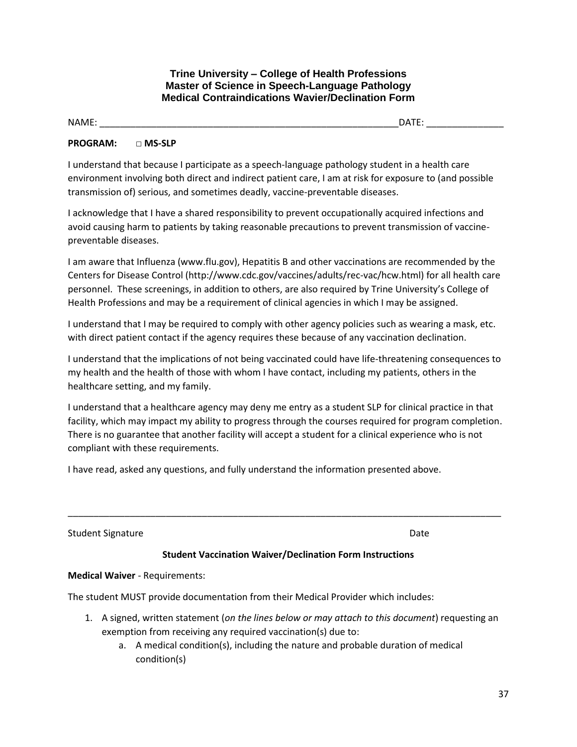### Trine University – College of Health Professions
### Master of Science in Speech-Language Pathology
### Medical Contraindications Wavier/Declination Form

NAME: ___________________________________________________________DATE: _______________

**PROGRAM:** **□ MS-SLP**

I understand that because I participate as a speech-language pathology student in a health care environment involving both direct and indirect patient care, I am at risk for exposure to (and possible transmission of) serious, and sometimes deadly, vaccine-preventable diseases.

I acknowledge that I have a shared responsibility to prevent occupationally acquired infections and avoid causing harm to patients by taking reasonable precautions to prevent transmission of vaccine-preventable diseases.

I am aware that Influenza (www.flu.gov), Hepatitis B and other vaccinations are recommended by the Centers for Disease Control (http://www.cdc.gov/vaccines/adults/rec-vac/hcw.html) for all health care personnel. These screenings, in addition to others, are also required by Trine University's College of Health Professions and may be a requirement of clinical agencies in which I may be assigned.

I understand that I may be required to comply with other agency policies such as wearing a mask, etc. with direct patient contact if the agency requires these because of any vaccination declination.

I understand that the implications of not being vaccinated could have life-threatening consequences to my health and the health of those with whom I have contact, including my patients, others in the healthcare setting, and my family.

I understand that a healthcare agency may deny me entry as a student SLP for clinical practice in that facility, which may impact my ability to progress through the courses required for program completion. There is no guarantee that another facility will accept a student for a clinical experience who is not compliant with these requirements.

I have read, asked any questions, and fully understand the information presented above.

_____________________________________________________________________________________

Student Signature Date

**Student Vaccination Waiver/Declination Form Instructions**

**Medical Waiver** - Requirements:

The student MUST provide documentation from their Medical Provider which includes:

1. A signed, written statement (*on the lines below or may attach to this document*) requesting an exemption from receiving any required vaccination(s) due to:
   a. A medical condition(s), including the nature and probable duration of medical condition(s)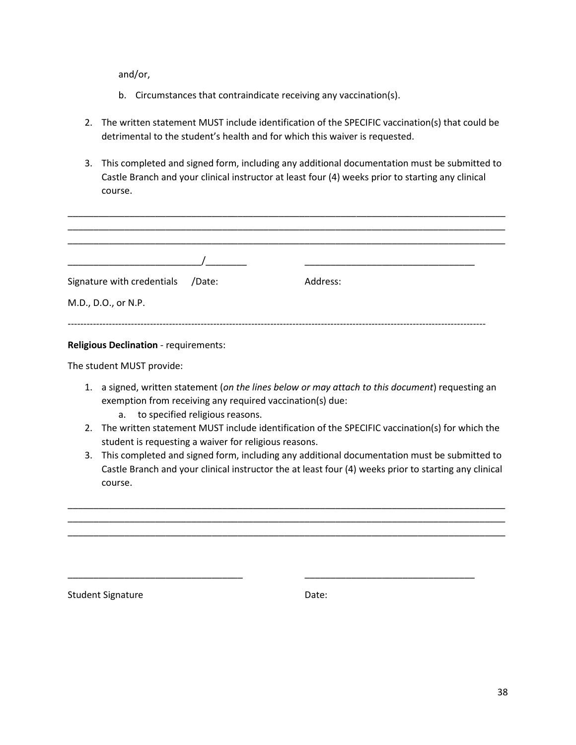and/or,

b. Circumstances that contraindicate receiving any vaccination(s).

2. The written statement MUST include identification of the SPECIFIC vaccination(s) that could be detrimental to the student's health and for which this waiver is requested.

3. This completed and signed form, including any additional documentation must be submitted to Castle Branch and your clinical instructor at least four (4) weeks prior to starting any clinical course.

___________________________________________________________________________________________
___________________________________________________________________________________________
___________________________________________________________________________________________

__________________________/________ ___________________________________

Signature with credentials /Date: Address:

M.D., D.O., or N.P.

-----------------------------------------------------------------------------------------------------------------------------------

**Religious Declination** - requirements:

The student MUST provide:

1. a signed, written statement (*on the lines below or may attach to this document*) requesting an exemption from receiving any required vaccination(s) due:
   a. to specified religious reasons.
2. The written statement MUST include identification of the SPECIFIC vaccination(s) for which the student is requesting a waiver for religious reasons.
3. This completed and signed form, including any additional documentation must be submitted to Castle Branch and your clinical instructor the at least four (4) weeks prior to starting any clinical course.

___________________________________________________________________________________________
___________________________________________________________________________________________
___________________________________________________________________________________________

___________________________________ ___________________________________

Student Signature Date: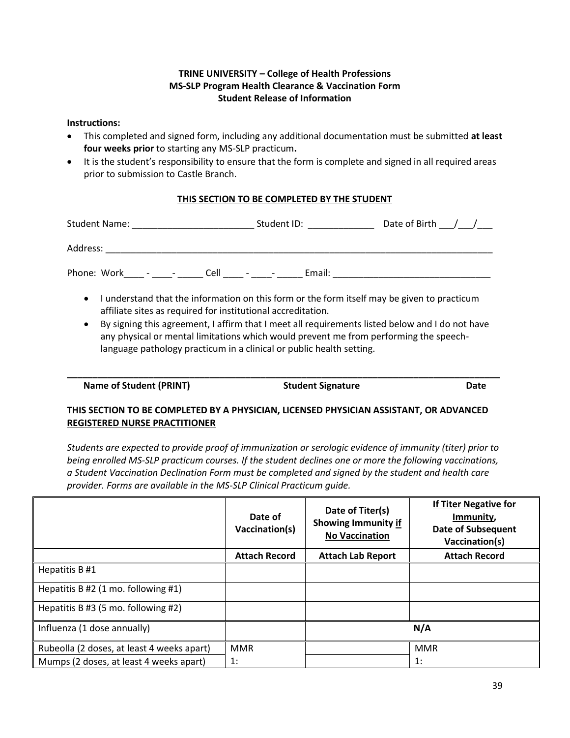**TRINE UNIVERSITY – College of Health Professions**
**MS-SLP Program Health Clearance & Vaccination Form**
**Student Release of Information**

**Instructions:**

- This completed and signed form, including any additional documentation must be submitted **at least four weeks prior** to starting any MS-SLP practicum**.**
- It is the student's responsibility to ensure that the form is complete and signed in all required areas prior to submission to Castle Branch.

**THIS SECTION TO BE COMPLETED BY THE STUDENT**

Student Name: ________________________ Student ID: _____________ Date of Birth ___/___/___

Address: ______________________________________________________________________________

Phone: Work____ - ____- _____ Cell ____ - ____- _____ Email: _______________________________

- I understand that the information on this form or the form itself may be given to practicum affiliate sites as required for institutional accreditation.
- By signing this agreement, I affirm that I meet all requirements listed below and I do not have any physical or mental limitations which would prevent me from performing the speech-language pathology practicum in a clinical or public health setting.

_______________________________________________________________________________

**Name of Student (PRINT)** **Student Signature** **Date**

**THIS SECTION TO BE COMPLETED BY A PHYSICIAN, LICENSED PHYSICIAN ASSISTANT, OR ADVANCED REGISTERED NURSE PRACTITIONER**

*Students are expected to provide proof of immunization or serologic evidence of immunity (titer) prior to being enrolled MS-SLP practicum courses. If the student declines one or more the following vaccinations, a Student Vaccination Declination Form must be completed and signed by the student and health care provider. Forms are available in the MS-SLP Clinical Practicum guide.*

| | **Date of Vaccination(s)** | **Date of Titer(s) Showing Immunity if No Vaccination** | **If Titer Negative for Immunity, Date of Subsequent Vaccination(s)** |
|---|---|---|---|
| | **Attach Record** | **Attach Lab Report** | **Attach Record** |
| Hepatitis B #1 | | | |
| Hepatitis B #2 (1 mo. following #1) | | | |
| Hepatitis B #3 (5 mo. following #2) | | | |
| Influenza (1 dose annually) | | N/A | |
| Rubeolla (2 doses, at least 4 weeks apart) | MMR | | MMR |
| Mumps (2 doses, at least 4 weeks apart) | 1: | | 1: |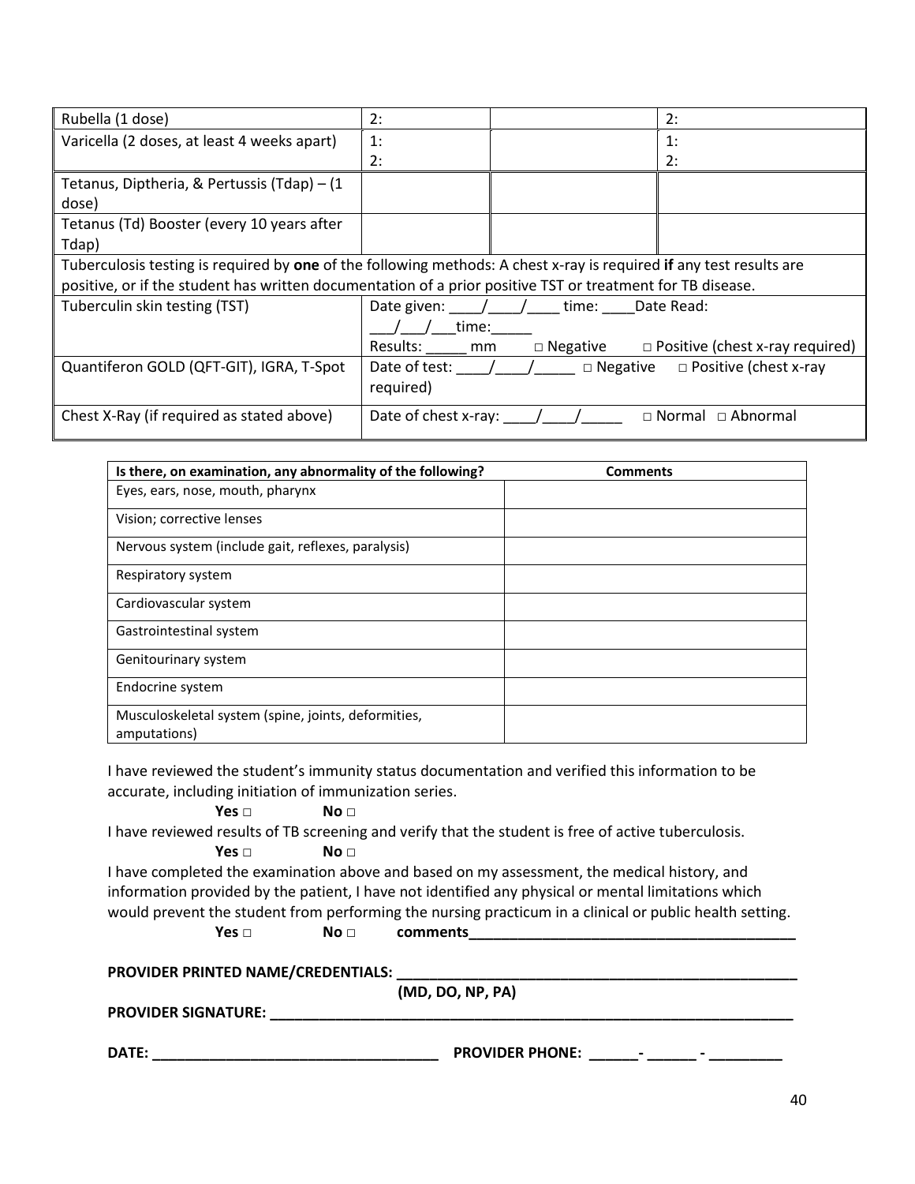| | | | |
|---|---|---|---|
| Rubella (1 dose) | 2: | | 2: |
| Varicella (2 doses, at least 4 weeks apart) | 1:<br>2: | | 1:<br>2: |
| Tetanus, Diptheria, & Pertussis (Tdap) – (1 dose) | | | |
| Tetanus (Td) Booster (every 10 years after Tdap) | | | |
| Tuberculosis testing is required by **one** of the following methods: A chest x-ray is required **if** any test results are positive, or if the student has written documentation of a prior positive TST or treatment for TB disease. | | | |
| Tuberculin skin testing (TST) | Date given: ____/____/____ time: ____Date Read: ___/___/___time:_____<br>Results: _____ mm □ Negative □ Positive (chest x-ray required) | | |
| Quantiferon GOLD (QFT-GIT), IGRA, T-Spot | Date of test: ____/____/_____ □ Negative □ Positive (chest x-ray required) | | |
| Chest X-Ray (if required as stated above) | Date of chest x-ray: ____/____/_____ □ Normal □ Abnormal | | |

| Is there, on examination, any abnormality of the following? | Comments |
|---|---|
| Eyes, ears, nose, mouth, pharynx | |
| Vision; corrective lenses | |
| Nervous system (include gait, reflexes, paralysis) | |
| Respiratory system | |
| Cardiovascular system | |
| Gastrointestinal system | |
| Genitourinary system | |
| Endocrine system | |
| Musculoskeletal system (spine, joints, deformities, amputations) | |

I have reviewed the student's immunity status documentation and verified this information to be accurate, including initiation of immunization series.

**Yes □** **No □**

I have reviewed results of TB screening and verify that the student is free of active tuberculosis.

**Yes □** **No □**

I have completed the examination above and based on my assessment, the medical history, and information provided by the patient, I have not identified any physical or mental limitations which would prevent the student from performing the nursing practicum in a clinical or public health setting.

**Yes □** **No □** **comments________________________________________**

**PROVIDER PRINTED NAME/CREDENTIALS: ___________________________________________________**

**(MD, DO, NP, PA)**

**PROVIDER SIGNATURE: _________________________________________________________________**

**DATE: ___________________________________ PROVIDER PHONE: ______- ______ - _________**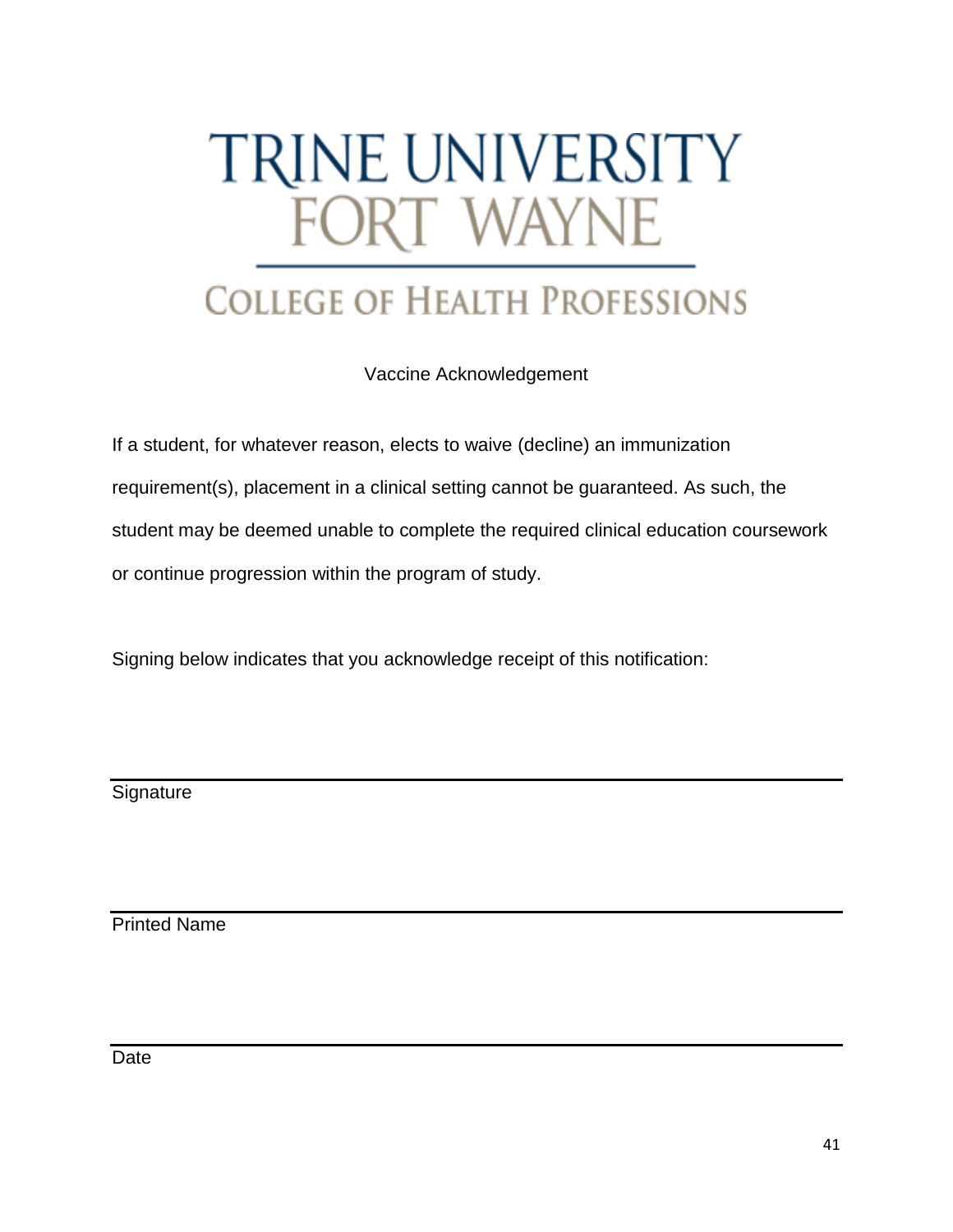# TRINE UNIVERSITY FORT WAYNE

## COLLEGE OF HEALTH PROFESSIONS

Vaccine Acknowledgement

If a student, for whatever reason, elects to waive (decline) an immunization requirement(s), placement in a clinical setting cannot be guaranteed. As such, the student may be deemed unable to complete the required clinical education coursework or continue progression within the program of study.

Signing below indicates that you acknowledge receipt of this notification:

_______________________________________________
Signature

_______________________________________________
Printed Name

_______________________________________________
Date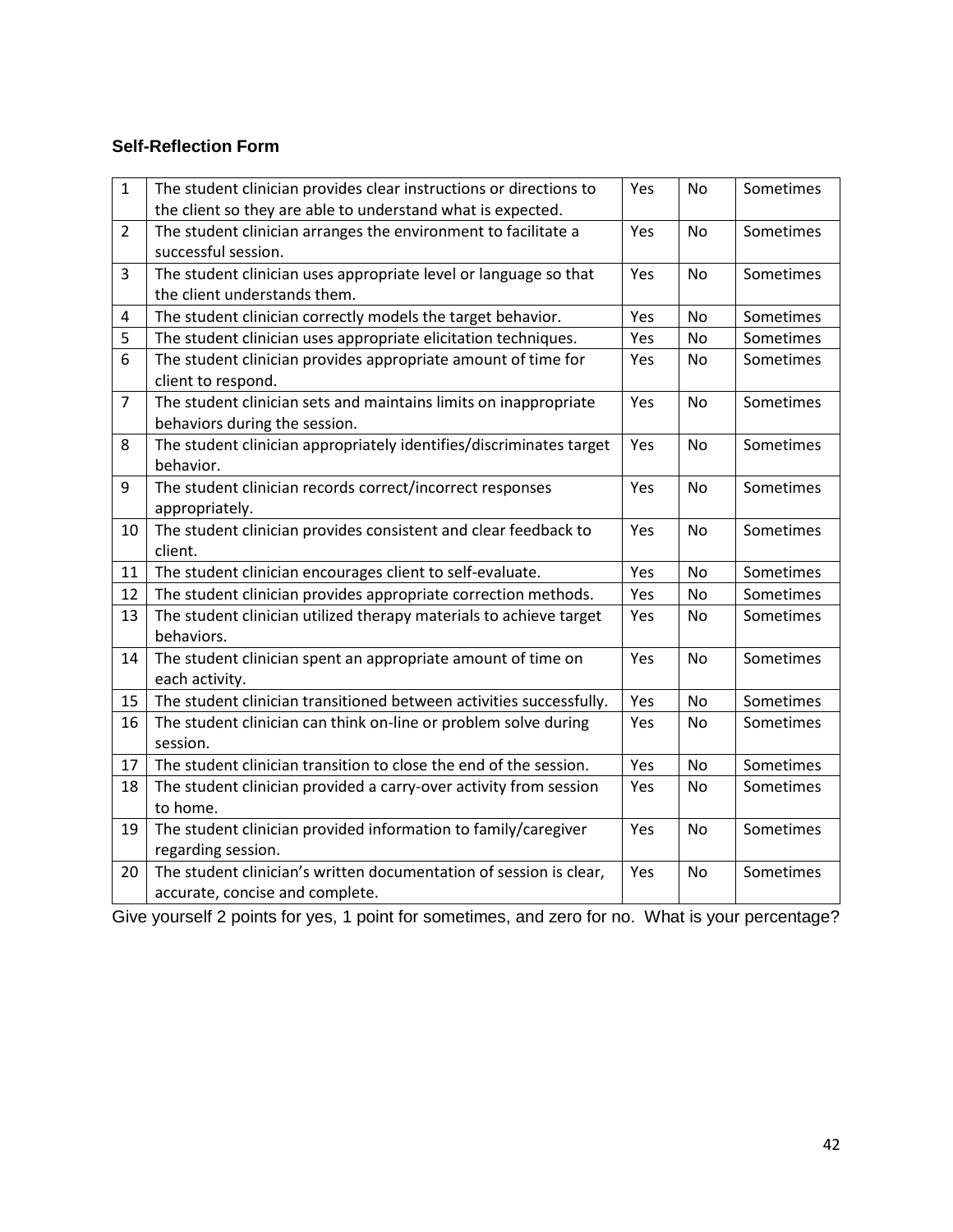### Self-Reflection Form

| | | | | |
|---|---|---|---|---|
| 1 | The student clinician provides clear instructions or directions to the client so they are able to understand what is expected. | Yes | No | Sometimes |
| 2 | The student clinician arranges the environment to facilitate a successful session. | Yes | No | Sometimes |
| 3 | The student clinician uses appropriate level or language so that the client understands them. | Yes | No | Sometimes |
| 4 | The student clinician correctly models the target behavior. | Yes | No | Sometimes |
| 5 | The student clinician uses appropriate elicitation techniques. | Yes | No | Sometimes |
| 6 | The student clinician provides appropriate amount of time for client to respond. | Yes | No | Sometimes |
| 7 | The student clinician sets and maintains limits on inappropriate behaviors during the session. | Yes | No | Sometimes |
| 8 | The student clinician appropriately identifies/discriminates target behavior. | Yes | No | Sometimes |
| 9 | The student clinician records correct/incorrect responses appropriately. | Yes | No | Sometimes |
| 10 | The student clinician provides consistent and clear feedback to client. | Yes | No | Sometimes |
| 11 | The student clinician encourages client to self-evaluate. | Yes | No | Sometimes |
| 12 | The student clinician provides appropriate correction methods. | Yes | No | Sometimes |
| 13 | The student clinician utilized therapy materials to achieve target behaviors. | Yes | No | Sometimes |
| 14 | The student clinician spent an appropriate amount of time on each activity. | Yes | No | Sometimes |
| 15 | The student clinician transitioned between activities successfully. | Yes | No | Sometimes |
| 16 | The student clinician can think on-line or problem solve during session. | Yes | No | Sometimes |
| 17 | The student clinician transition to close the end of the session. | Yes | No | Sometimes |
| 18 | The student clinician provided a carry-over activity from session to home. | Yes | No | Sometimes |
| 19 | The student clinician provided information to family/caregiver regarding session. | Yes | No | Sometimes |
| 20 | The student clinician's written documentation of session is clear, accurate, concise and complete. | Yes | No | Sometimes |

Give yourself 2 points for yes, 1 point for sometimes, and zero for no. What is your percentage?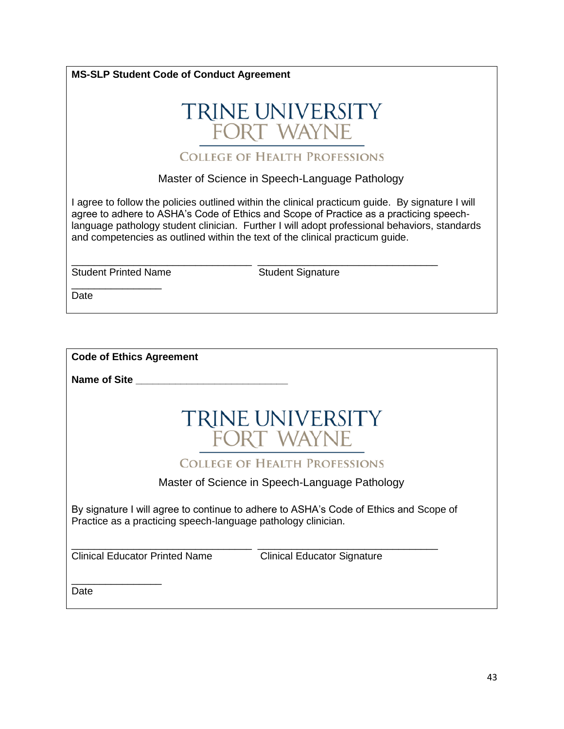**MS-SLP Student Code of Conduct Agreement**

TRINE UNIVERSITY
FORT WAYNE

COLLEGE OF HEALTH PROFESSIONS

Master of Science in Speech-Language Pathology

I agree to follow the policies outlined within the clinical practicum guide. By signature I will agree to adhere to ASHA's Code of Ethics and Scope of Practice as a practicing speech-language pathology student clinician. Further I will adopt professional behaviors, standards and competencies as outlined within the text of the clinical practicum guide.

_________________________________ _________________________________

Student Printed Name                    Student Signature

________________

Date

**Code of Ethics Agreement**

**Name of Site** ____________________________

TRINE UNIVERSITY
FORT WAYNE

COLLEGE OF HEALTH PROFESSIONS

Master of Science in Speech-Language Pathology

By signature I will agree to continue to adhere to ASHA's Code of Ethics and Scope of Practice as a practicing speech-language pathology clinician.

_________________________________ _________________________________

Clinical Educator Printed Name                    Clinical Educator Signature

________________

Date